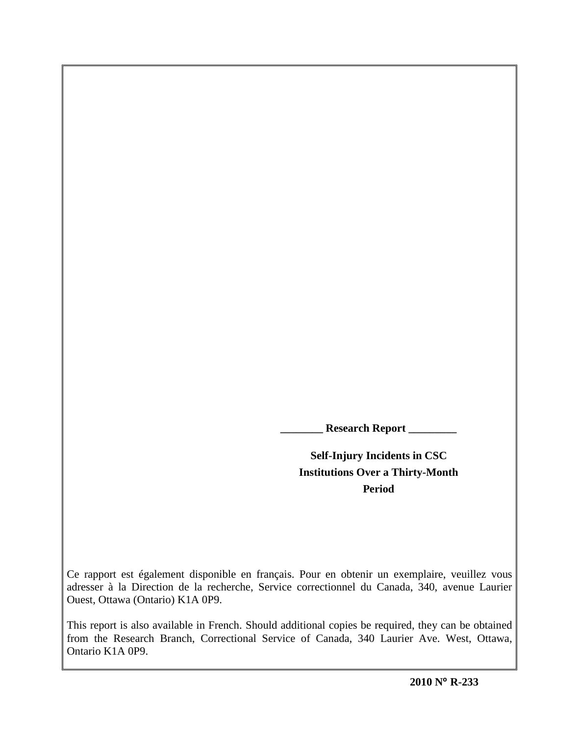________ Research Report _________

# Self-Injury Incidents in CSC Institutions Over a Thirty-Month Period

Ce rapport est également disponible en français. Pour en obtenir un exemplaire, veuillez vous adresser à la Direction de la recherche, Service correctionnel du Canada, 340, avenue Laurier Ouest, Ottawa (Ontario) K1A 0P9.

This report is also available in French. Should additional copies be required, they can be obtained from the Research Branch, Correctional Service of Canada, 340 Laurier Ave. West, Ottawa, Ontario K1A 0P9.

**2010 N° R-233**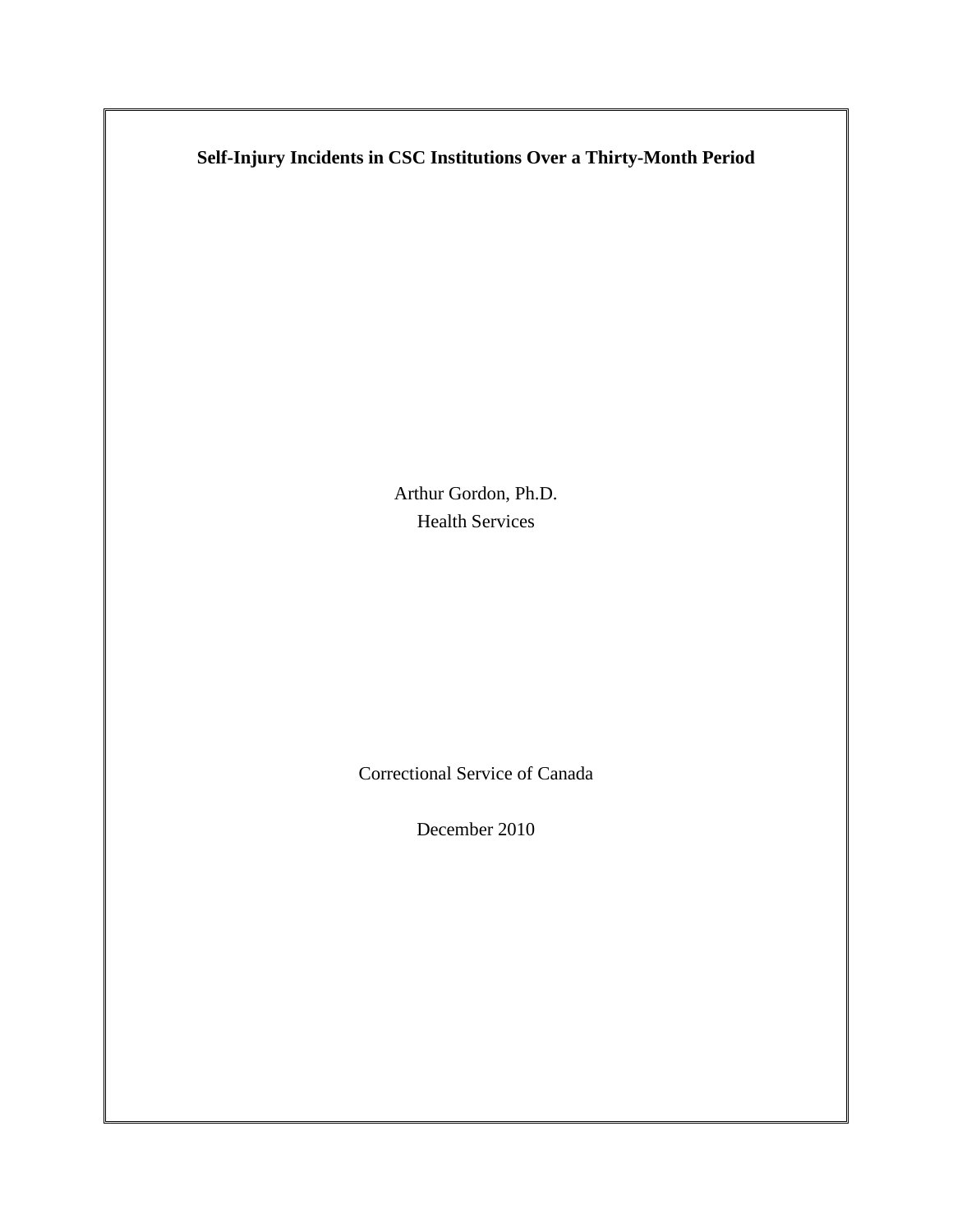**Self-Injury Incidents in CSC Institutions Over a Thirty-Month Period**

Arthur Gordon, Ph.D.

Health Services

Correctional Service of Canada

December 2010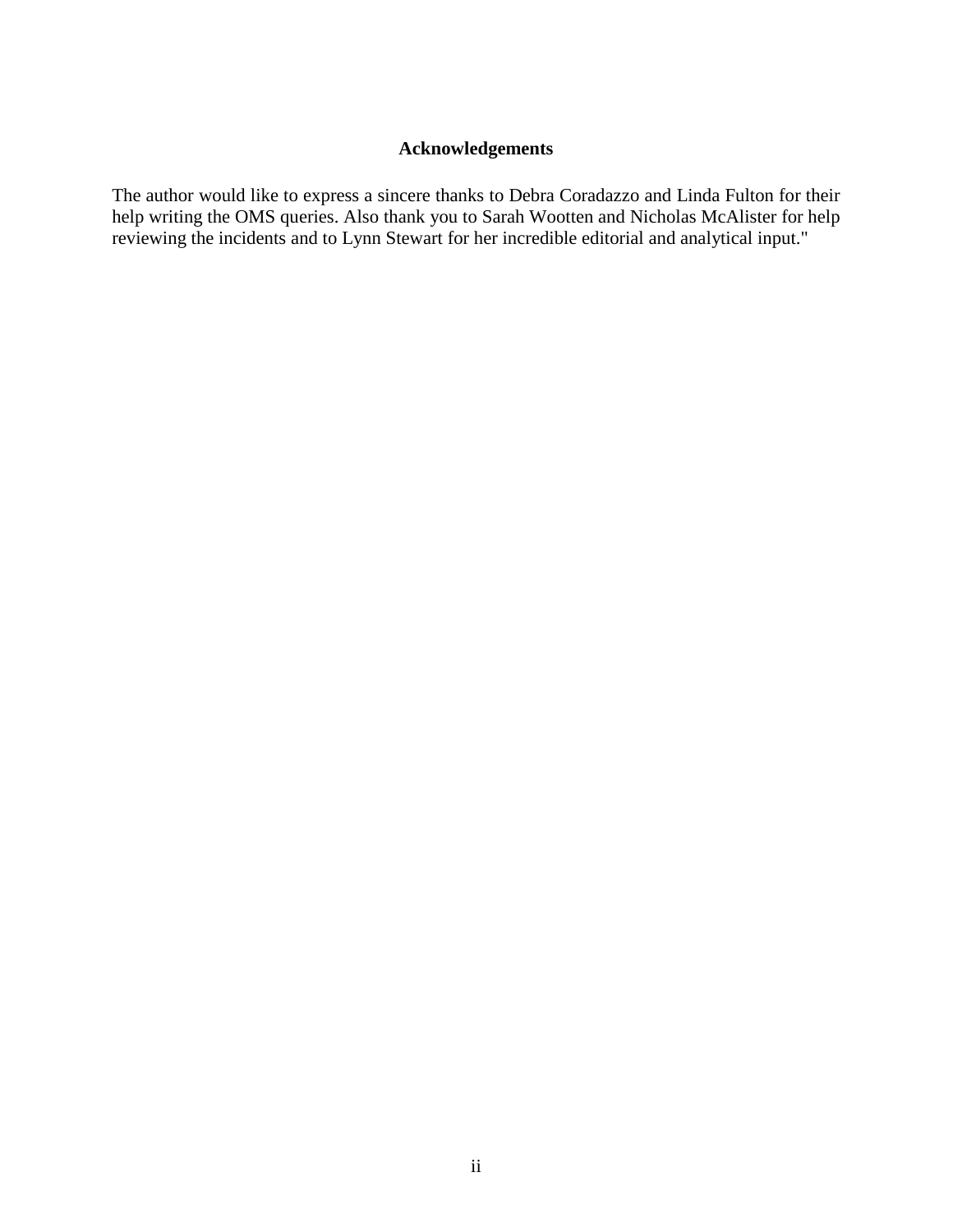# Acknowledgements

The author would like to express a sincere thanks to Debra Coradazzo and Linda Fulton for their help writing the OMS queries. Also thank you to Sarah Wootten and Nicholas McAlister for help reviewing the incidents and to Lynn Stewart for her incredible editorial and analytical input."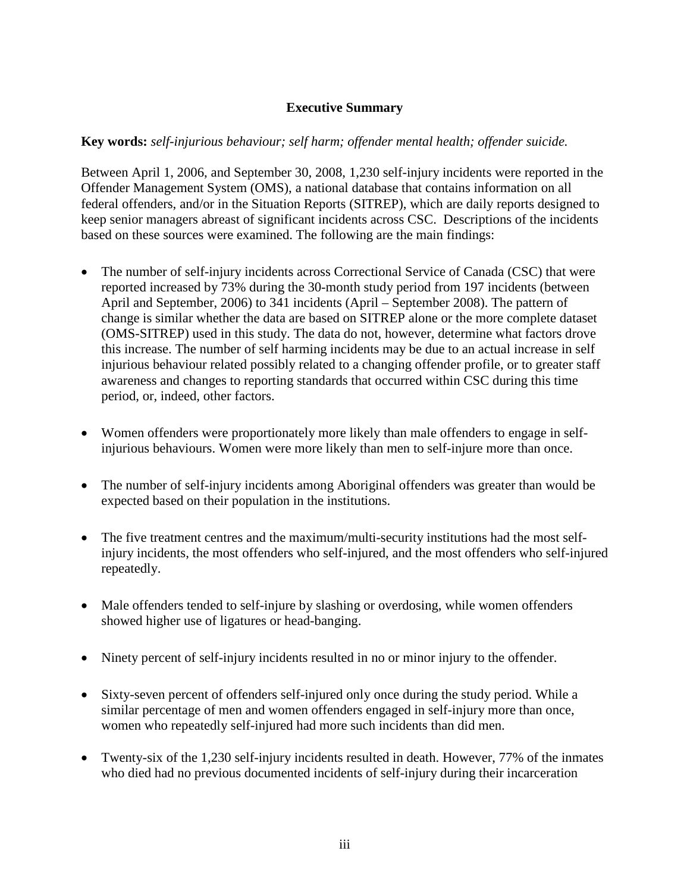## Executive Summary

**Key words:** *self-injurious behaviour; self harm; offender mental health; offender suicide.*

Between April 1, 2006, and September 30, 2008, 1,230 self-injury incidents were reported in the Offender Management System (OMS), a national database that contains information on all federal offenders, and/or in the Situation Reports (SITREP), which are daily reports designed to keep senior managers abreast of significant incidents across CSC. Descriptions of the incidents based on these sources were examined. The following are the main findings:

- The number of self-injury incidents across Correctional Service of Canada (CSC) that were reported increased by 73% during the 30-month study period from 197 incidents (between April and September, 2006) to 341 incidents (April – September 2008). The pattern of change is similar whether the data are based on SITREP alone or the more complete dataset (OMS-SITREP) used in this study. The data do not, however, determine what factors drove this increase. The number of self harming incidents may be due to an actual increase in self injurious behaviour related possibly related to a changing offender profile, or to greater staff awareness and changes to reporting standards that occurred within CSC during this time period, or, indeed, other factors.
- Women offenders were proportionately more likely than male offenders to engage in self-injurious behaviours. Women were more likely than men to self-injure more than once.
- The number of self-injury incidents among Aboriginal offenders was greater than would be expected based on their population in the institutions.
- The five treatment centres and the maximum/multi-security institutions had the most self-injury incidents, the most offenders who self-injured, and the most offenders who self-injured repeatedly.
- Male offenders tended to self-injure by slashing or overdosing, while women offenders showed higher use of ligatures or head-banging.
- Ninety percent of self-injury incidents resulted in no or minor injury to the offender.
- Sixty-seven percent of offenders self-injured only once during the study period. While a similar percentage of men and women offenders engaged in self-injury more than once, women who repeatedly self-injured had more such incidents than did men.
- Twenty-six of the 1,230 self-injury incidents resulted in death. However, 77% of the inmates who died had no previous documented incidents of self-injury during their incarceration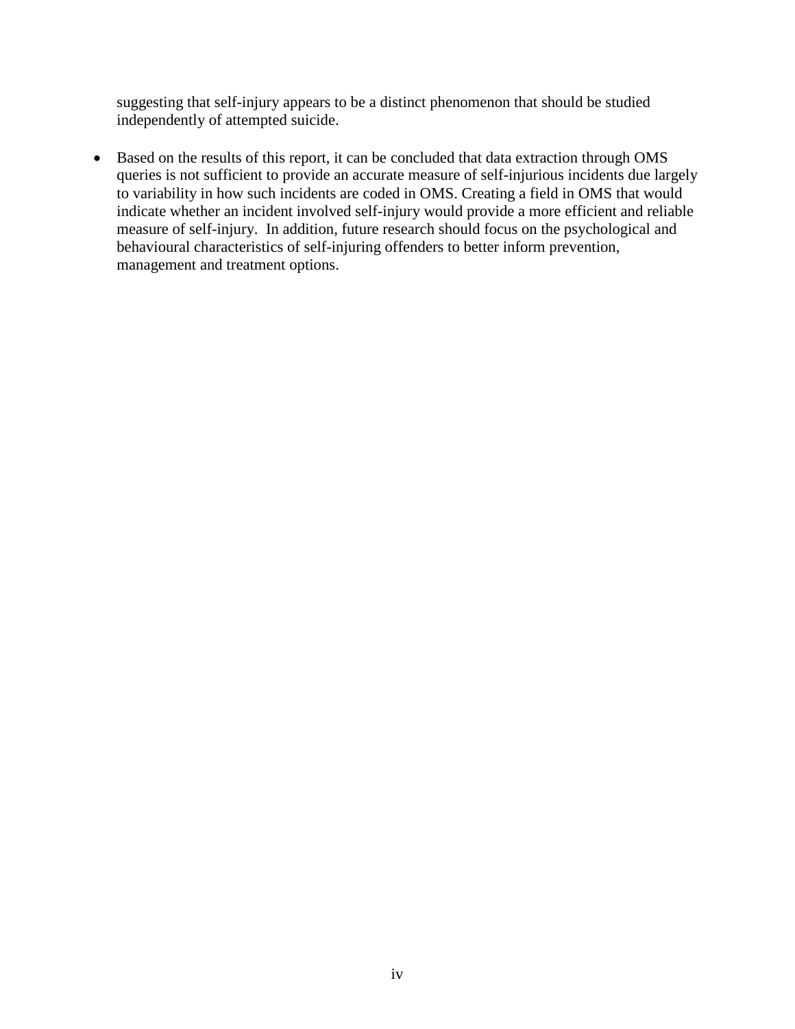suggesting that self-injury appears to be a distinct phenomenon that should be studied independently of attempted suicide.

- Based on the results of this report, it can be concluded that data extraction through OMS queries is not sufficient to provide an accurate measure of self-injurious incidents due largely to variability in how such incidents are coded in OMS. Creating a field in OMS that would indicate whether an incident involved self-injury would provide a more efficient and reliable measure of self-injury. In addition, future research should focus on the psychological and behavioural characteristics of self-injuring offenders to better inform prevention, management and treatment options.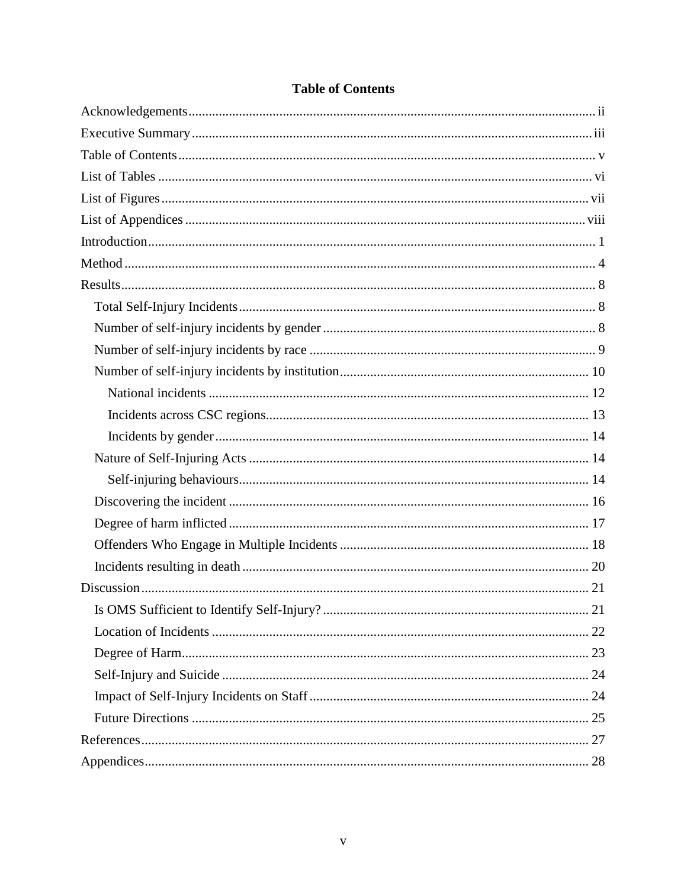# Table of Contents

Acknowledgements ..... ii

Executive Summary ..... iii

Table of Contents ..... v

List of Tables ..... vi

List of Figures ..... vii

List of Appendices ..... viii

Introduction ..... 1

Method ..... 4

Results ..... 8

- Total Self-Injury Incidents ..... 8
- Number of self-injury incidents by gender ..... 8
- Number of self-injury incidents by race ..... 9
- Number of self-injury incidents by institution ..... 10
  - National incidents ..... 12
  - Incidents across CSC regions ..... 13
  - Incidents by gender ..... 14
- Nature of Self-Injuring Acts ..... 14
  - Self-injuring behaviours ..... 14
- Discovering the incident ..... 16
- Degree of harm inflicted ..... 17
- Offenders Who Engage in Multiple Incidents ..... 18
- Incidents resulting in death ..... 20

Discussion ..... 21

- Is OMS Sufficient to Identify Self-Injury? ..... 21
- Location of Incidents ..... 22
- Degree of Harm ..... 23
- Self-Injury and Suicide ..... 24
- Impact of Self-Injury Incidents on Staff ..... 24
- Future Directions ..... 25

References ..... 27

Appendices ..... 28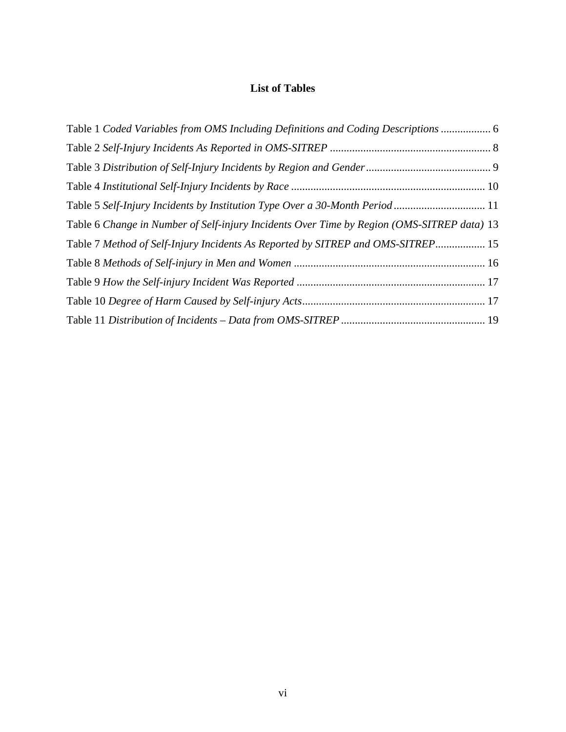## List of Tables

Table 1 *Coded Variables from OMS Including Definitions and Coding Descriptions* .................. 6

Table 2 *Self-Injury Incidents As Reported in OMS-SITREP* .......................................................... 8

Table 3 *Distribution of Self-Injury Incidents by Region and Gender* ............................................. 9

Table 4 *Institutional Self-Injury Incidents by Race* ...................................................................... 10

Table 5 *Self-Injury Incidents by Institution Type Over a 30-Month Period* ................................. 11

Table 6 *Change in Number of Self-injury Incidents Over Time by Region (OMS-SITREP data)* 13

Table 7 *Method of Self-Injury Incidents As Reported by SITREP and OMS-SITREP*.................. 15

Table 8 *Methods of Self-injury in Men and Women* ..................................................................... 16

Table 9 *How the Self-injury Incident Was Reported* .................................................................... 17

Table 10 *Degree of Harm Caused by Self-injury Acts*.................................................................. 17

Table 11 *Distribution of Incidents – Data from OMS-SITREP* .................................................... 19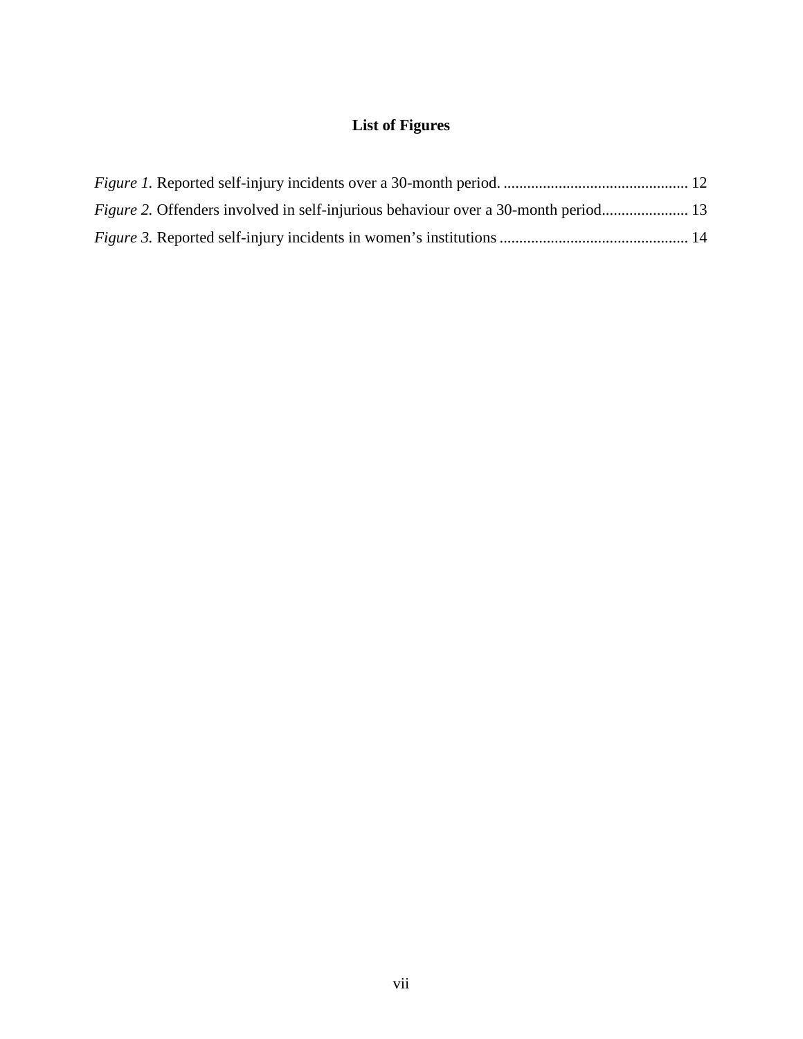# List of Figures

*Figure 1.* Reported self-injury incidents over a 30-month period. ............................................... 12

*Figure 2.* Offenders involved in self-injurious behaviour over a 30-month period...................... 13

*Figure 3.* Reported self-injury incidents in women's institutions ................................................ 14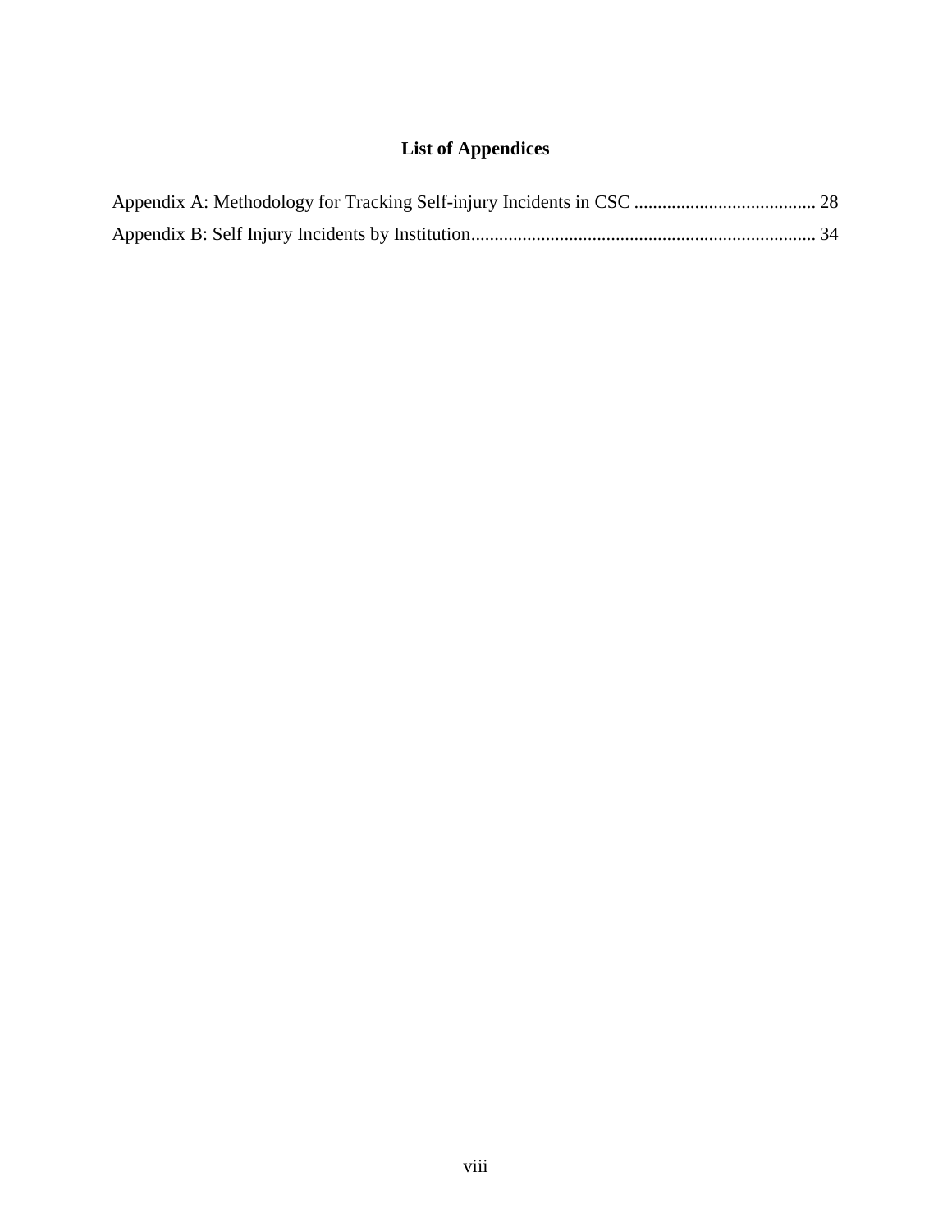# List of Appendices

Appendix A: Methodology for Tracking Self-injury Incidents in CSC ....................................... 28

Appendix B: Self Injury Incidents by Institution.......................................................................... 34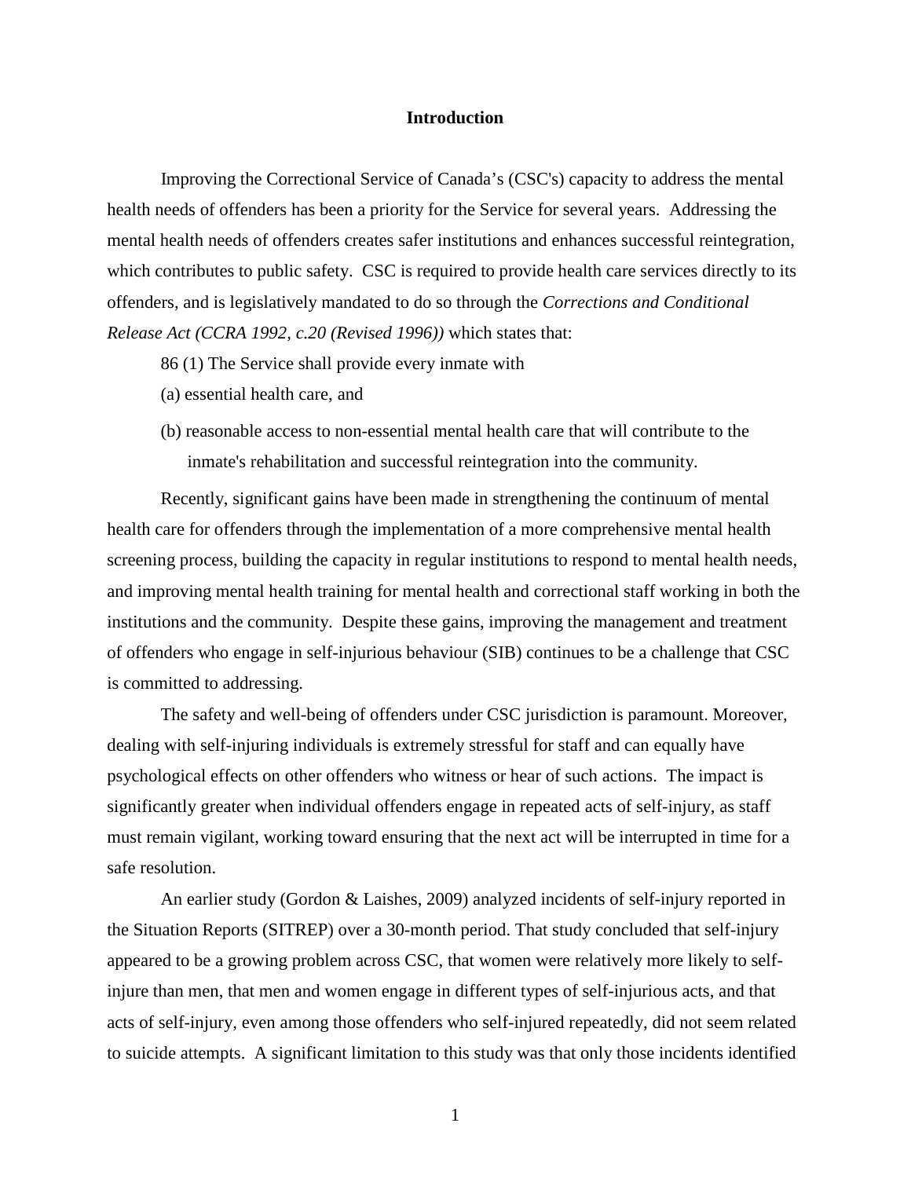# Introduction

Improving the Correctional Service of Canada's (CSC's) capacity to address the mental health needs of offenders has been a priority for the Service for several years. Addressing the mental health needs of offenders creates safer institutions and enhances successful reintegration, which contributes to public safety. CSC is required to provide health care services directly to its offenders, and is legislatively mandated to do so through the *Corrections and Conditional Release Act (CCRA 1992, c.20 (Revised 1996))* which states that:

86 (1) The Service shall provide every inmate with

(a) essential health care, and

(b) reasonable access to non-essential mental health care that will contribute to the inmate's rehabilitation and successful reintegration into the community.

Recently, significant gains have been made in strengthening the continuum of mental health care for offenders through the implementation of a more comprehensive mental health screening process, building the capacity in regular institutions to respond to mental health needs, and improving mental health training for mental health and correctional staff working in both the institutions and the community. Despite these gains, improving the management and treatment of offenders who engage in self-injurious behaviour (SIB) continues to be a challenge that CSC is committed to addressing.

The safety and well-being of offenders under CSC jurisdiction is paramount. Moreover, dealing with self-injuring individuals is extremely stressful for staff and can equally have psychological effects on other offenders who witness or hear of such actions. The impact is significantly greater when individual offenders engage in repeated acts of self-injury, as staff must remain vigilant, working toward ensuring that the next act will be interrupted in time for a safe resolution.

An earlier study (Gordon & Laishes, 2009) analyzed incidents of self-injury reported in the Situation Reports (SITREP) over a 30-month period. That study concluded that self-injury appeared to be a growing problem across CSC, that women were relatively more likely to self-injure than men, that men and women engage in different types of self-injurious acts, and that acts of self-injury, even among those offenders who self-injured repeatedly, did not seem related to suicide attempts. A significant limitation to this study was that only those incidents identified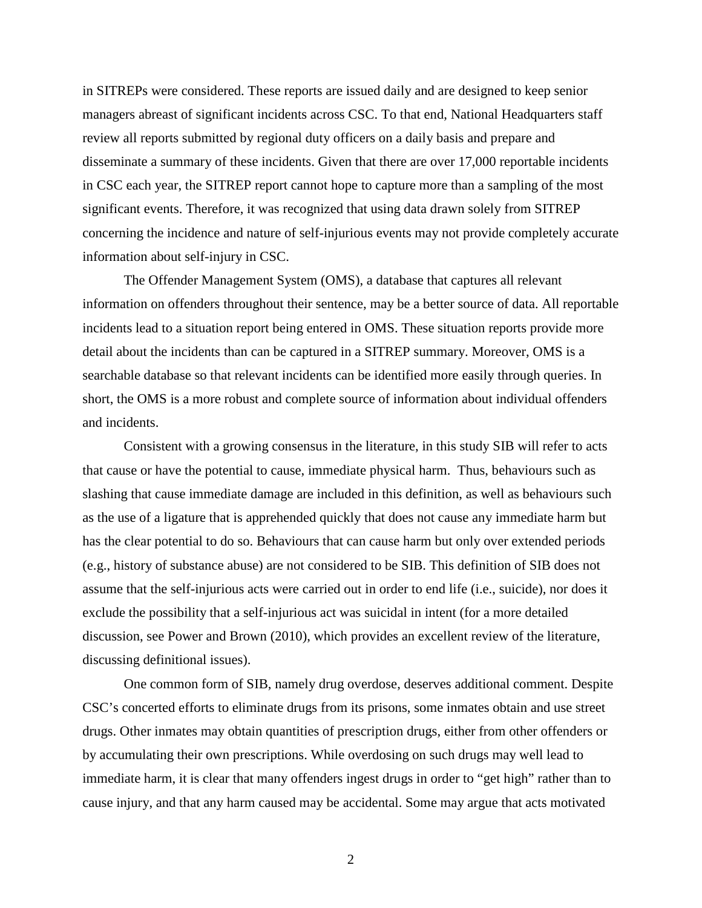in SITREPs were considered. These reports are issued daily and are designed to keep senior managers abreast of significant incidents across CSC. To that end, National Headquarters staff review all reports submitted by regional duty officers on a daily basis and prepare and disseminate a summary of these incidents. Given that there are over 17,000 reportable incidents in CSC each year, the SITREP report cannot hope to capture more than a sampling of the most significant events. Therefore, it was recognized that using data drawn solely from SITREP concerning the incidence and nature of self-injurious events may not provide completely accurate information about self-injury in CSC.

The Offender Management System (OMS), a database that captures all relevant information on offenders throughout their sentence, may be a better source of data. All reportable incidents lead to a situation report being entered in OMS. These situation reports provide more detail about the incidents than can be captured in a SITREP summary. Moreover, OMS is a searchable database so that relevant incidents can be identified more easily through queries. In short, the OMS is a more robust and complete source of information about individual offenders and incidents.

Consistent with a growing consensus in the literature, in this study SIB will refer to acts that cause or have the potential to cause, immediate physical harm. Thus, behaviours such as slashing that cause immediate damage are included in this definition, as well as behaviours such as the use of a ligature that is apprehended quickly that does not cause any immediate harm but has the clear potential to do so. Behaviours that can cause harm but only over extended periods (e.g., history of substance abuse) are not considered to be SIB. This definition of SIB does not assume that the self-injurious acts were carried out in order to end life (i.e., suicide), nor does it exclude the possibility that a self-injurious act was suicidal in intent (for a more detailed discussion, see Power and Brown (2010), which provides an excellent review of the literature, discussing definitional issues).

One common form of SIB, namely drug overdose, deserves additional comment. Despite CSC's concerted efforts to eliminate drugs from its prisons, some inmates obtain and use street drugs. Other inmates may obtain quantities of prescription drugs, either from other offenders or by accumulating their own prescriptions. While overdosing on such drugs may well lead to immediate harm, it is clear that many offenders ingest drugs in order to "get high" rather than to cause injury, and that any harm caused may be accidental. Some may argue that acts motivated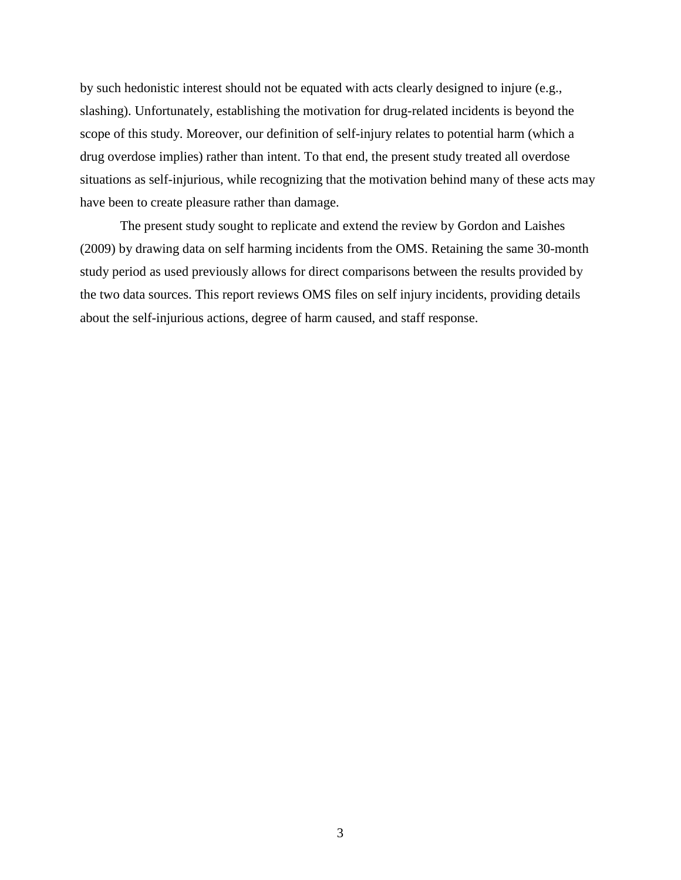by such hedonistic interest should not be equated with acts clearly designed to injure (e.g., slashing). Unfortunately, establishing the motivation for drug-related incidents is beyond the scope of this study. Moreover, our definition of self-injury relates to potential harm (which a drug overdose implies) rather than intent. To that end, the present study treated all overdose situations as self-injurious, while recognizing that the motivation behind many of these acts may have been to create pleasure rather than damage.

The present study sought to replicate and extend the review by Gordon and Laishes (2009) by drawing data on self harming incidents from the OMS. Retaining the same 30-month study period as used previously allows for direct comparisons between the results provided by the two data sources. This report reviews OMS files on self injury incidents, providing details about the self-injurious actions, degree of harm caused, and staff response.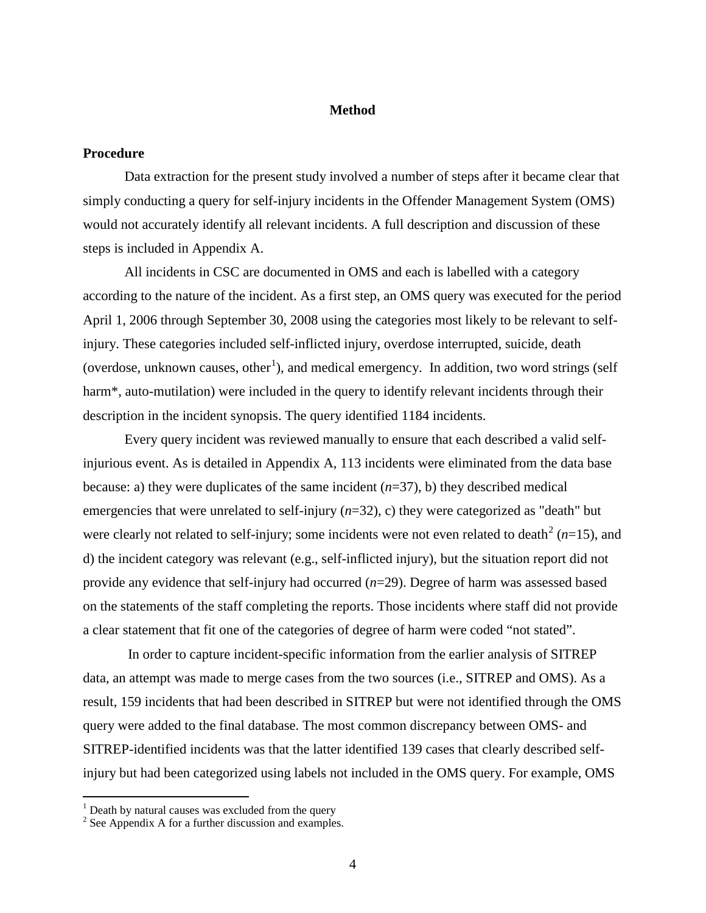# Method

## Procedure

Data extraction for the present study involved a number of steps after it became clear that simply conducting a query for self-injury incidents in the Offender Management System (OMS) would not accurately identify all relevant incidents. A full description and discussion of these steps is included in Appendix A.

All incidents in CSC are documented in OMS and each is labelled with a category according to the nature of the incident. As a first step, an OMS query was executed for the period April 1, 2006 through September 30, 2008 using the categories most likely to be relevant to self-injury. These categories included self-inflicted injury, overdose interrupted, suicide, death (overdose, unknown causes, other[1]), and medical emergency. In addition, two word strings (self harm*, auto-mutilation) were included in the query to identify relevant incidents through their description in the incident synopsis. The query identified 1184 incidents.

Every query incident was reviewed manually to ensure that each described a valid self-injurious event. As is detailed in Appendix A, 113 incidents were eliminated from the data base because: a) they were duplicates of the same incident (*n*=37), b) they described medical emergencies that were unrelated to self-injury (*n*=32), c) they were categorized as "death" but were clearly not related to self-injury; some incidents were not even related to death[2] (*n*=15), and d) the incident category was relevant (e.g., self-inflicted injury), but the situation report did not provide any evidence that self-injury had occurred (*n*=29). Degree of harm was assessed based on the statements of the staff completing the reports. Those incidents where staff did not provide a clear statement that fit one of the categories of degree of harm were coded “not stated”.

In order to capture incident-specific information from the earlier analysis of SITREP data, an attempt was made to merge cases from the two sources (i.e., SITREP and OMS). As a result, 159 incidents that had been described in SITREP but were not identified through the OMS query were added to the final database. The most common discrepancy between OMS- and SITREP-identified incidents was that the latter identified 139 cases that clearly described self-injury but had been categorized using labels not included in the OMS query. For example, OMS

---

[1] Death by natural causes was excluded from the query

[2] See Appendix A for a further discussion and examples.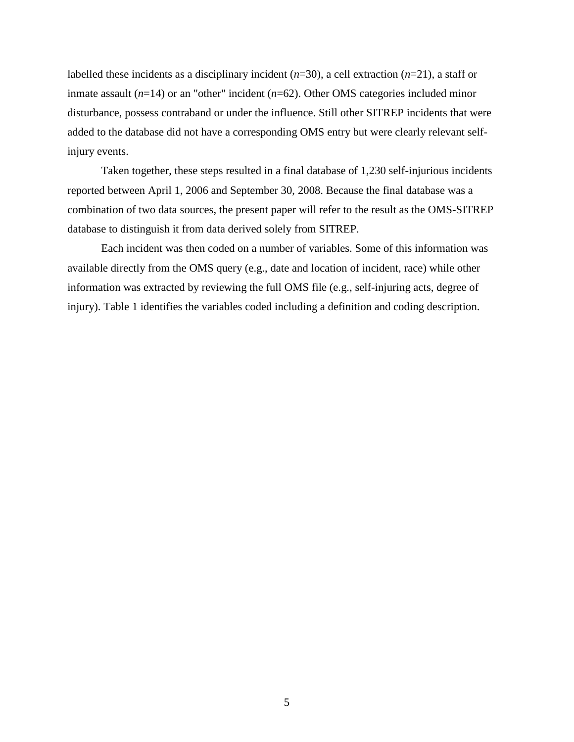labelled these incidents as a disciplinary incident (*n*=30), a cell extraction (*n*=21), a staff or inmate assault (*n*=14) or an "other" incident (*n*=62). Other OMS categories included minor disturbance, possess contraband or under the influence. Still other SITREP incidents that were added to the database did not have a corresponding OMS entry but were clearly relevant self-injury events.

Taken together, these steps resulted in a final database of 1,230 self-injurious incidents reported between April 1, 2006 and September 30, 2008. Because the final database was a combination of two data sources, the present paper will refer to the result as the OMS-SITREP database to distinguish it from data derived solely from SITREP.

Each incident was then coded on a number of variables. Some of this information was available directly from the OMS query (e.g., date and location of incident, race) while other information was extracted by reviewing the full OMS file (e.g., self-injuring acts, degree of injury). Table 1 identifies the variables coded including a definition and coding description.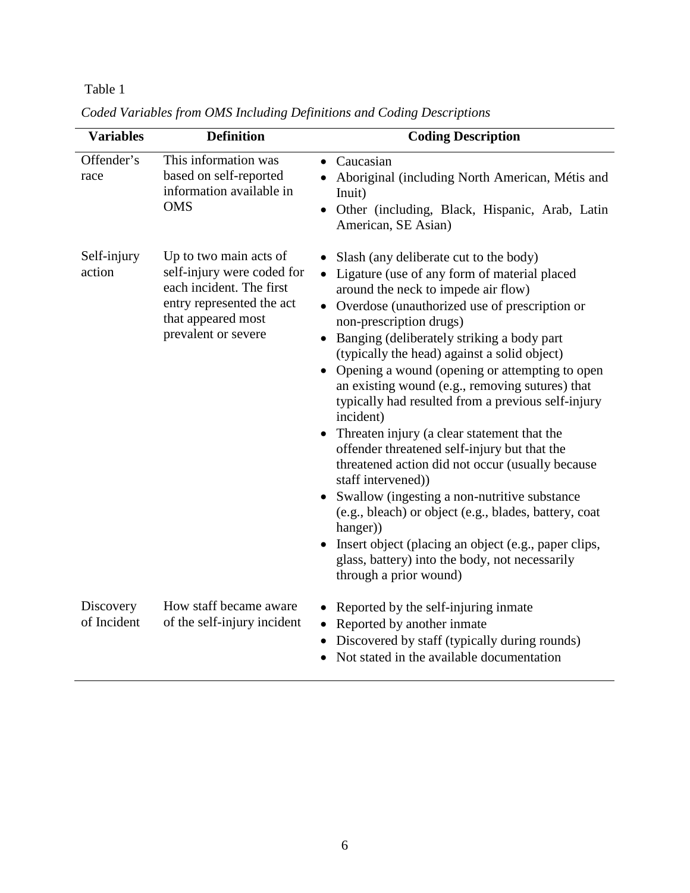Table 1

*Coded Variables from OMS Including Definitions and Coding Descriptions*

| Variables | Definition | Coding Description |
|---|---|---|
| Offender's race | This information was based on self-reported information available in OMS | • Caucasian<br>• Aboriginal (including North American, Métis and Inuit)<br>• Other (including, Black, Hispanic, Arab, Latin American, SE Asian) |
| Self-injury action | Up to two main acts of self-injury were coded for each incident. The first entry represented the act that appeared most prevalent or severe | • Slash (any deliberate cut to the body)<br>• Ligature (use of any form of material placed around the neck to impede air flow)<br>• Overdose (unauthorized use of prescription or non-prescription drugs)<br>• Banging (deliberately striking a body part (typically the head) against a solid object)<br>• Opening a wound (opening or attempting to open an existing wound (e.g., removing sutures) that typically had resulted from a previous self-injury incident)<br>• Threaten injury (a clear statement that the offender threatened self-injury but that the threatened action did not occur (usually because staff intervened))<br>• Swallow (ingesting a non-nutritive substance (e.g., bleach) or object (e.g., blades, battery, coat hanger))<br>• Insert object (placing an object (e.g., paper clips, glass, battery) into the body, not necessarily through a prior wound) |
| Discovery of Incident | How staff became aware of the self-injury incident | • Reported by the self-injuring inmate<br>• Reported by another inmate<br>• Discovered by staff (typically during rounds)<br>• Not stated in the available documentation |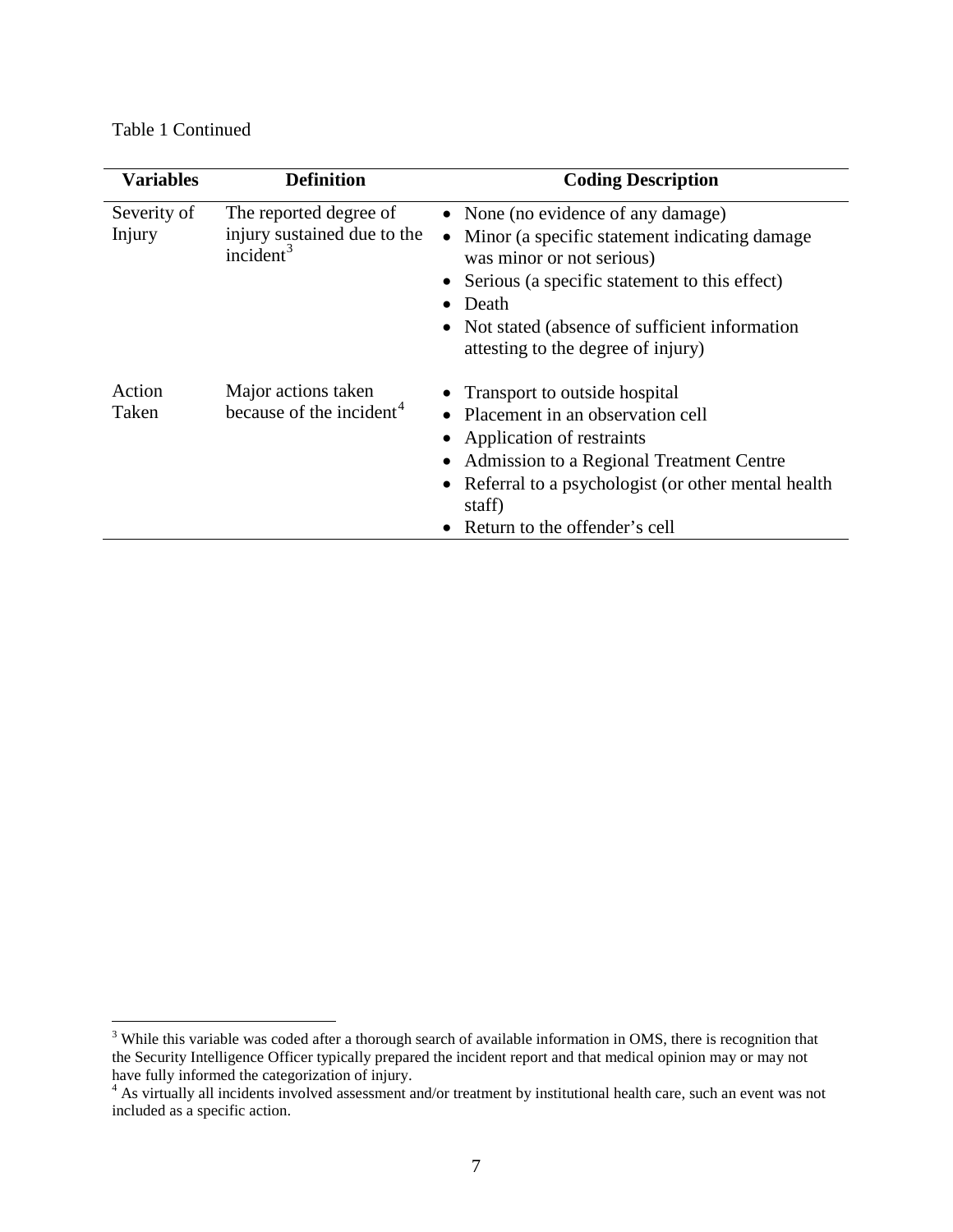Table 1 Continued

| Variables | Definition | Coding Description |
| --- | --- | --- |
| Severity of Injury | The reported degree of injury sustained due to the incident[3] | • None (no evidence of any damage)<br>• Minor (a specific statement indicating damage was minor or not serious)<br>• Serious (a specific statement to this effect)<br>• Death<br>• Not stated (absence of sufficient information attesting to the degree of injury) |
| Action Taken | Major actions taken because of the incident[4] | • Transport to outside hospital<br>• Placement in an observation cell<br>• Application of restraints<br>• Admission to a Regional Treatment Centre<br>• Referral to a psychologist (or other mental health staff)<br>• Return to the offender's cell |

[3] While this variable was coded after a thorough search of available information in OMS, there is recognition that the Security Intelligence Officer typically prepared the incident report and that medical opinion may or may not have fully informed the categorization of injury.

[4] As virtually all incidents involved assessment and/or treatment by institutional health care, such an event was not included as a specific action.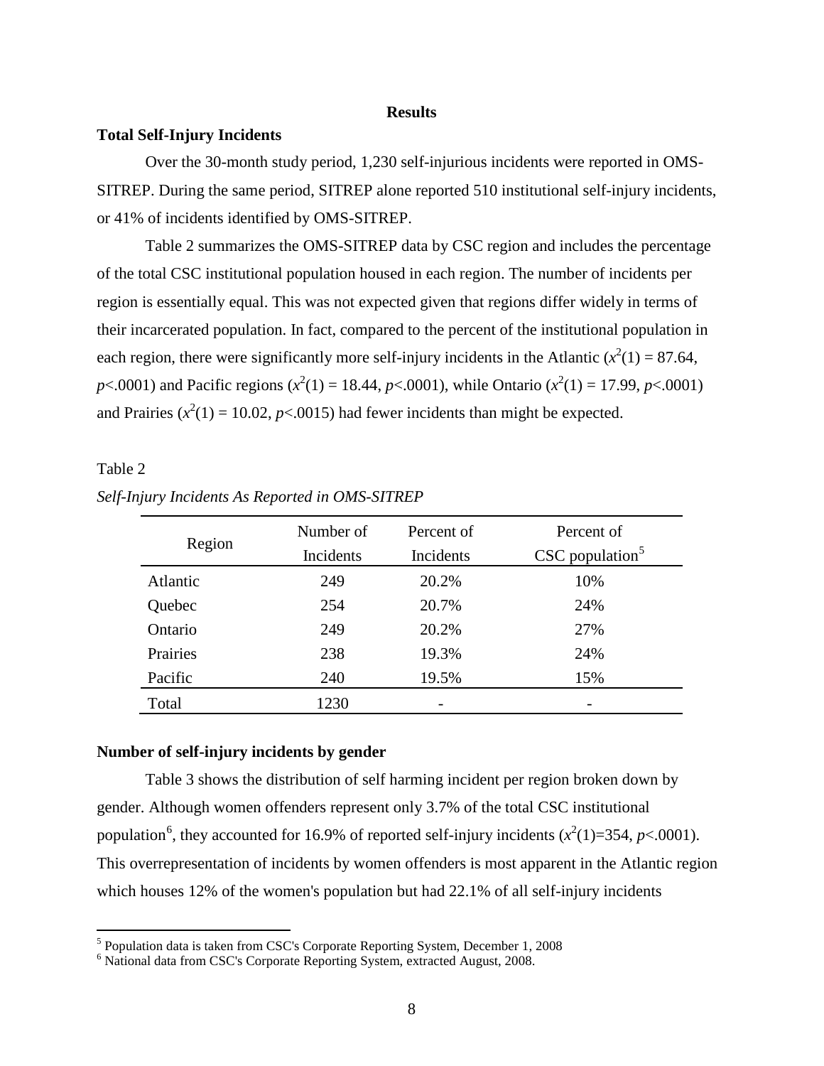## Results

### Total Self-Injury Incidents

Over the 30-month study period, 1,230 self-injurious incidents were reported in OMS-SITREP. During the same period, SITREP alone reported 510 institutional self-injury incidents, or 41% of incidents identified by OMS-SITREP.

Table 2 summarizes the OMS-SITREP data by CSC region and includes the percentage of the total CSC institutional population housed in each region. The number of incidents per region is essentially equal. This was not expected given that regions differ widely in terms of their incarcerated population. In fact, compared to the percent of the institutional population in each region, there were significantly more self-injury incidents in the Atlantic ($x^2(1) = 87.64$, $p<.0001$) and Pacific regions ($x^2(1) = 18.44$, $p<.0001$), while Ontario ($x^2(1) = 17.99$, $p<.0001$) and Prairies ($x^2(1) = 10.02$, $p<.0015$) had fewer incidents than might be expected.

Table 2

*Self-Injury Incidents As Reported in OMS-SITREP*

| Region | Number of Incidents | Percent of Incidents | Percent of CSC population[5] |
|---|---|---|---|
| Atlantic | 249 | 20.2% | 10% |
| Quebec | 254 | 20.7% | 24% |
| Ontario | 249 | 20.2% | 27% |
| Prairies | 238 | 19.3% | 24% |
| Pacific | 240 | 19.5% | 15% |
| Total | 1230 | - | - |

### Number of self-injury incidents by gender

Table 3 shows the distribution of self harming incident per region broken down by gender. Although women offenders represent only 3.7% of the total CSC institutional population[6], they accounted for 16.9% of reported self-injury incidents ($x^2(1)=354$, $p<.0001$). This overrepresentation of incidents by women offenders is most apparent in the Atlantic region which houses 12% of the women's population but had 22.1% of all self-injury incidents

[5] Population data is taken from CSC's Corporate Reporting System, December 1, 2008

[6] National data from CSC's Corporate Reporting System, extracted August, 2008.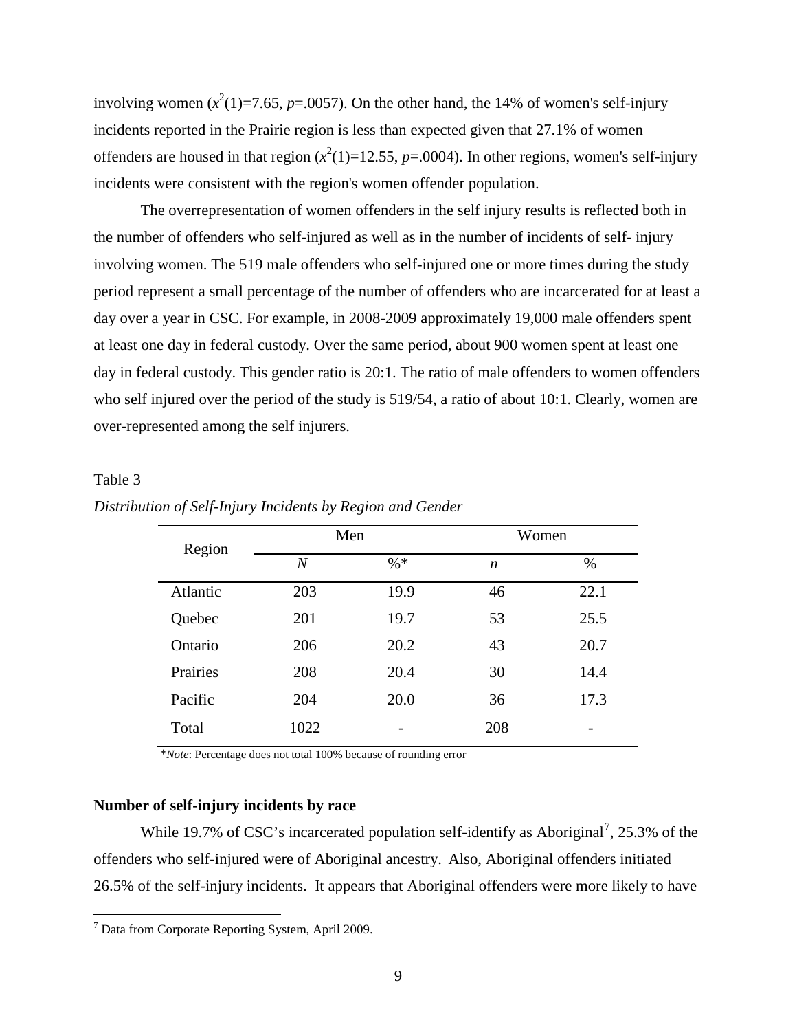involving women ($x^2(1)$=7.65, $p$=.0057). On the other hand, the 14% of women's self-injury incidents reported in the Prairie region is less than expected given that 27.1% of women offenders are housed in that region ($x^2(1)$=12.55, $p$=.0004). In other regions, women's self-injury incidents were consistent with the region's women offender population.

The overrepresentation of women offenders in the self injury results is reflected both in the number of offenders who self-injured as well as in the number of incidents of self- injury involving women. The 519 male offenders who self-injured one or more times during the study period represent a small percentage of the number of offenders who are incarcerated for at least a day over a year in CSC. For example, in 2008-2009 approximately 19,000 male offenders spent at least one day in federal custody. Over the same period, about 900 women spent at least one day in federal custody. This gender ratio is 20:1. The ratio of male offenders to women offenders who self injured over the period of the study is 519/54, a ratio of about 10:1. Clearly, women are over-represented among the self injurers.

Table 3

*Distribution of Self-Injury Incidents by Region and Gender*

| Region | Men | | Women | |
|---|---|---|---|---|
| | *N* | %* | *n* | % |
| Atlantic | 203 | 19.9 | 46 | 22.1 |
| Quebec | 201 | 19.7 | 53 | 25.5 |
| Ontario | 206 | 20.2 | 43 | 20.7 |
| Prairies | 208 | 20.4 | 30 | 14.4 |
| Pacific | 204 | 20.0 | 36 | 17.3 |
| Total | 1022 | - | 208 | - |

**Note*: Percentage does not total 100% because of rounding error

**Number of self-injury incidents by race**

While 19.7% of CSC's incarcerated population self-identify as Aboriginal[7], 25.3% of the offenders who self-injured were of Aboriginal ancestry. Also, Aboriginal offenders initiated 26.5% of the self-injury incidents. It appears that Aboriginal offenders were more likely to have

[7] Data from Corporate Reporting System, April 2009.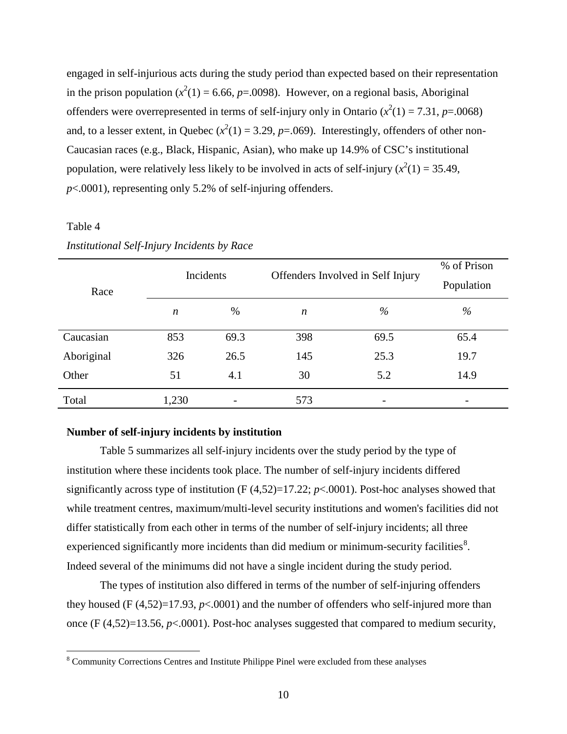engaged in self-injurious acts during the study period than expected based on their representation in the prison population ($x^2(1) = 6.66$, $p=.0098$). However, on a regional basis, Aboriginal offenders were overrepresented in terms of self-injury only in Ontario ($x^2(1) = 7.31$, $p=.0068$) and, to a lesser extent, in Quebec ($x^2(1) = 3.29$, $p=.069$). Interestingly, offenders of other non-Caucasian races (e.g., Black, Hispanic, Asian), who make up 14.9% of CSC's institutional population, were relatively less likely to be involved in acts of self-injury ($x^2(1) = 35.49$, $p<.0001$), representing only 5.2% of self-injuring offenders.

Table 4

*Institutional Self-Injury Incidents by Race*

| Race | Incidents | | Offenders Involved in Self Injury | | % of Prison Population |
|---|---|---|---|---|---|
| | *n* | % | *n* | % | % |
| Caucasian | 853 | 69.3 | 398 | 69.5 | 65.4 |
| Aboriginal | 326 | 26.5 | 145 | 25.3 | 19.7 |
| Other | 51 | 4.1 | 30 | 5.2 | 14.9 |
| Total | 1,230 | - | 573 | - | - |

**Number of self-injury incidents by institution**

Table 5 summarizes all self-injury incidents over the study period by the type of institution where these incidents took place. The number of self-injury incidents differed significantly across type of institution ($F(4,52)=17.22$; $p<.0001$). Post-hoc analyses showed that while treatment centres, maximum/multi-level security institutions and women's facilities did not differ statistically from each other in terms of the number of self-injury incidents; all three experienced significantly more incidents than did medium or minimum-security facilities[8]. Indeed several of the minimums did not have a single incident during the study period.

The types of institution also differed in terms of the number of self-injuring offenders they housed ($F(4,52)=17.93$, $p<.0001$) and the number of offenders who self-injured more than once ($F(4,52)=13.56$, $p<.0001$). Post-hoc analyses suggested that compared to medium security,

[8] Community Corrections Centres and Institute Philippe Pinel were excluded from these analyses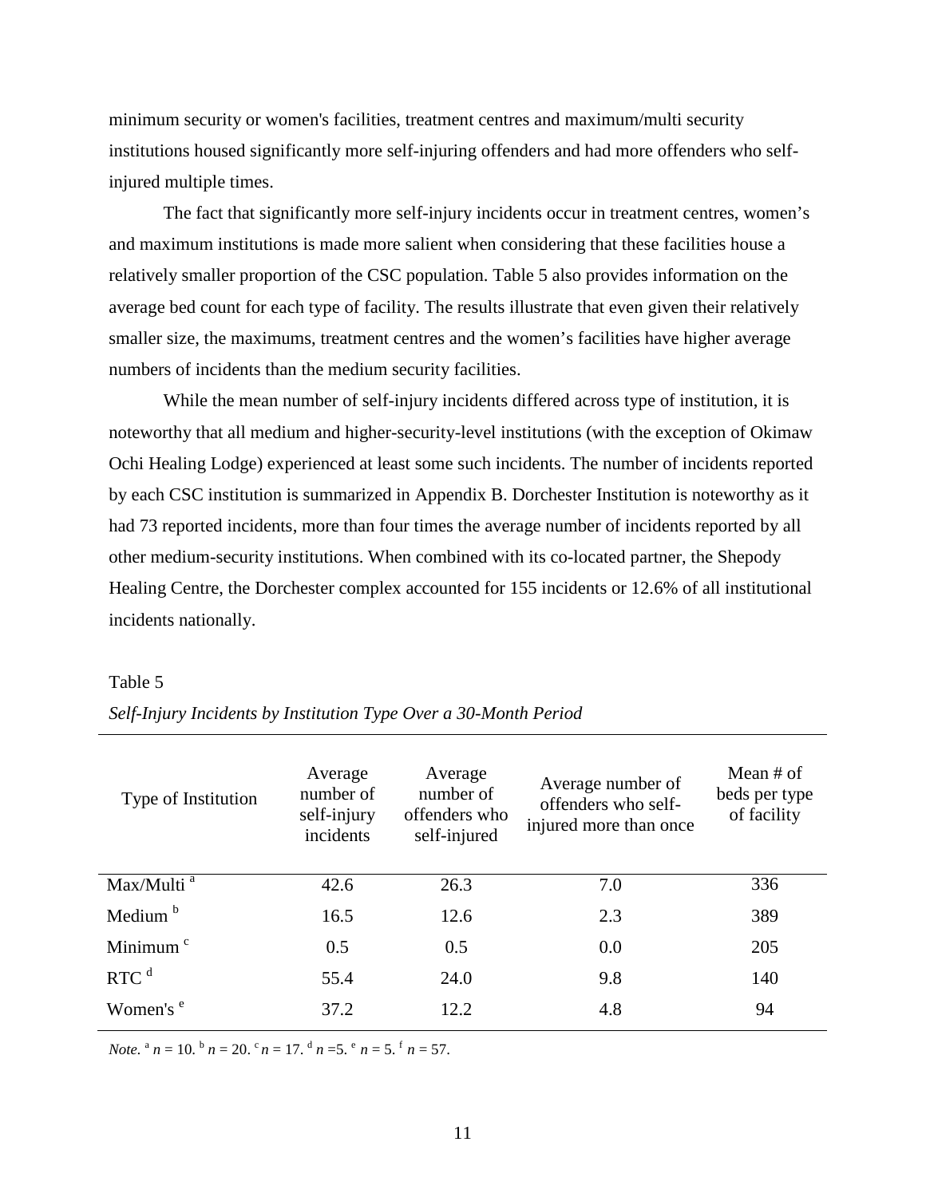minimum security or women's facilities, treatment centres and maximum/multi security institutions housed significantly more self-injuring offenders and had more offenders who self-injured multiple times.

The fact that significantly more self-injury incidents occur in treatment centres, women's and maximum institutions is made more salient when considering that these facilities house a relatively smaller proportion of the CSC population. Table 5 also provides information on the average bed count for each type of facility. The results illustrate that even given their relatively smaller size, the maximums, treatment centres and the women's facilities have higher average numbers of incidents than the medium security facilities.

While the mean number of self-injury incidents differed across type of institution, it is noteworthy that all medium and higher-security-level institutions (with the exception of Okimaw Ochi Healing Lodge) experienced at least some such incidents. The number of incidents reported by each CSC institution is summarized in Appendix B. Dorchester Institution is noteworthy as it had 73 reported incidents, more than four times the average number of incidents reported by all other medium-security institutions. When combined with its co-located partner, the Shepody Healing Centre, the Dorchester complex accounted for 155 incidents or 12.6% of all institutional incidents nationally.

Table 5

*Self-Injury Incidents by Institution Type Over a 30-Month Period*

| Type of Institution | Average number of self-injury incidents | Average number of offenders who self-injured | Average number of offenders who self-injured more than once | Mean # of beds per type of facility |
|---|---|---|---|---|
| Max/Multi [a] | 42.6 | 26.3 | 7.0 | 336 |
| Medium [b] | 16.5 | 12.6 | 2.3 | 389 |
| Minimum [c] | 0.5 | 0.5 | 0.0 | 205 |
| RTC [d] | 55.4 | 24.0 | 9.8 | 140 |
| Women's [e] | 37.2 | 12.2 | 4.8 | 94 |

*Note.* [a] $n = 10$. [b] $n = 20$. [c] $n = 17$. [d] $n = 5$. [e] $n = 5$. [f] $n = 57$.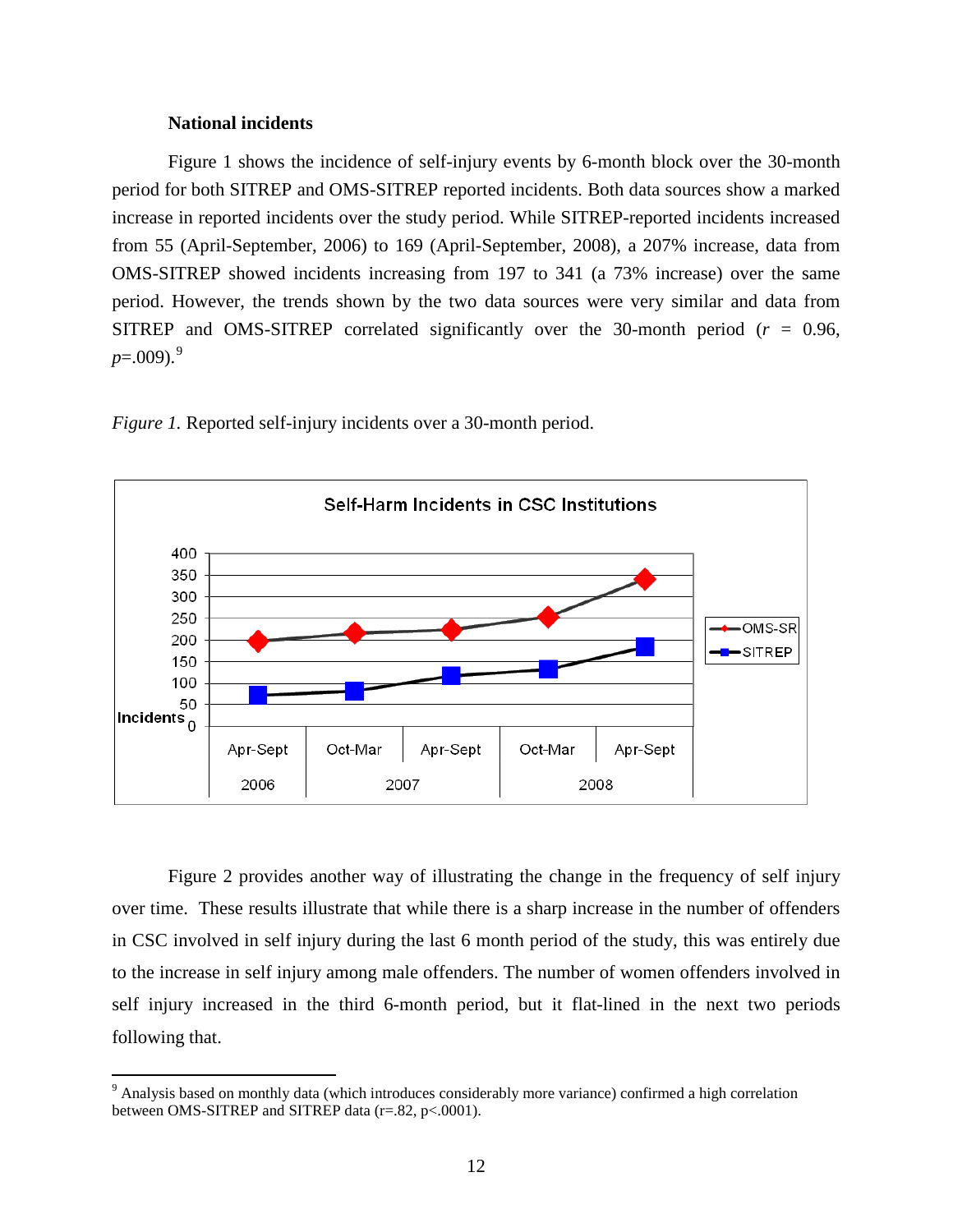**National incidents**

Figure 1 shows the incidence of self-injury events by 6-month block over the 30-month period for both SITREP and OMS-SITREP reported incidents. Both data sources show a marked increase in reported incidents over the study period. While SITREP-reported incidents increased from 55 (April-September, 2006) to 169 (April-September, 2008), a 207% increase, data from OMS-SITREP showed incidents increasing from 197 to 341 (a 73% increase) over the same period. However, the trends shown by the two data sources were very similar and data from SITREP and OMS-SITREP correlated significantly over the 30-month period ($r$ = 0.96, $p$=.009).[9]

*Figure 1.* Reported self-injury incidents over a 30-month period.

Figure 2 provides another way of illustrating the change in the frequency of self injury over time. These results illustrate that while there is a sharp increase in the number of offenders in CSC involved in self injury during the last 6 month period of the study, this was entirely due to the increase in self injury among male offenders. The number of women offenders involved in self injury increased in the third 6-month period, but it flat-lined in the next two periods following that.

[9] Analysis based on monthly data (which introduces considerably more variance) confirmed a high correlation between OMS-SITREP and SITREP data (r=.82, p<.0001).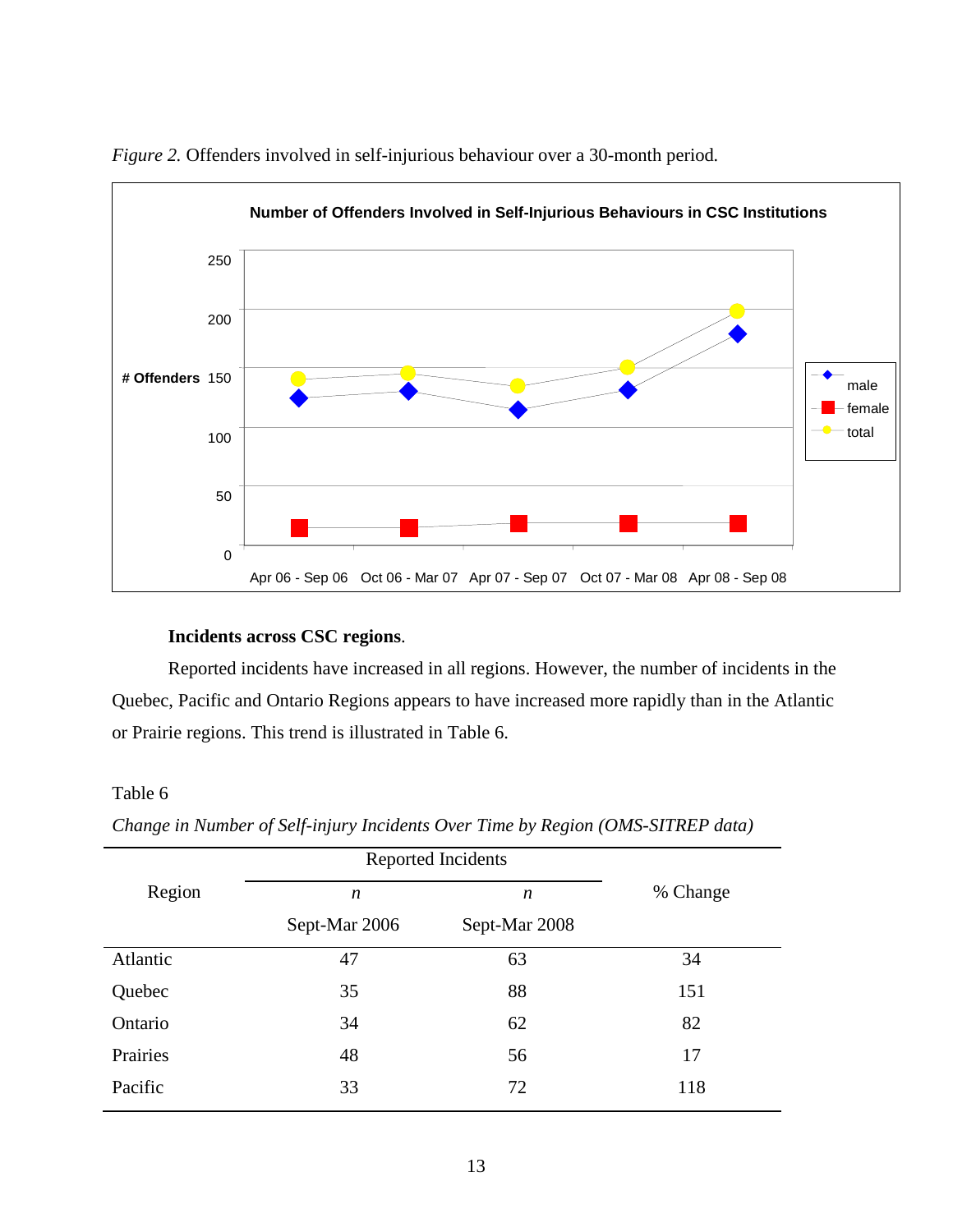*Figure 2.* Offenders involved in self-injurious behaviour over a 30-month period.

**Number of Offenders Involved in Self-Injurious Behaviours in CSC Institutions**

#### Incidents across CSC regions.

Reported incidents have increased in all regions. However, the number of incidents in the Quebec, Pacific and Ontario Regions appears to have increased more rapidly than in the Atlantic or Prairie regions. This trend is illustrated in Table 6.

Table 6

*Change in Number of Self-injury Incidents Over Time by Region (OMS-SITREP data)*

| Region | Reported Incidents | | % Change |
|---|---|---|---|
| | *n* Sept-Mar 2006 | *n* Sept-Mar 2008 | |
| Atlantic | 47 | 63 | 34 |
| Quebec | 35 | 88 | 151 |
| Ontario | 34 | 62 | 82 |
| Prairies | 48 | 56 | 17 |
| Pacific | 33 | 72 | 118 |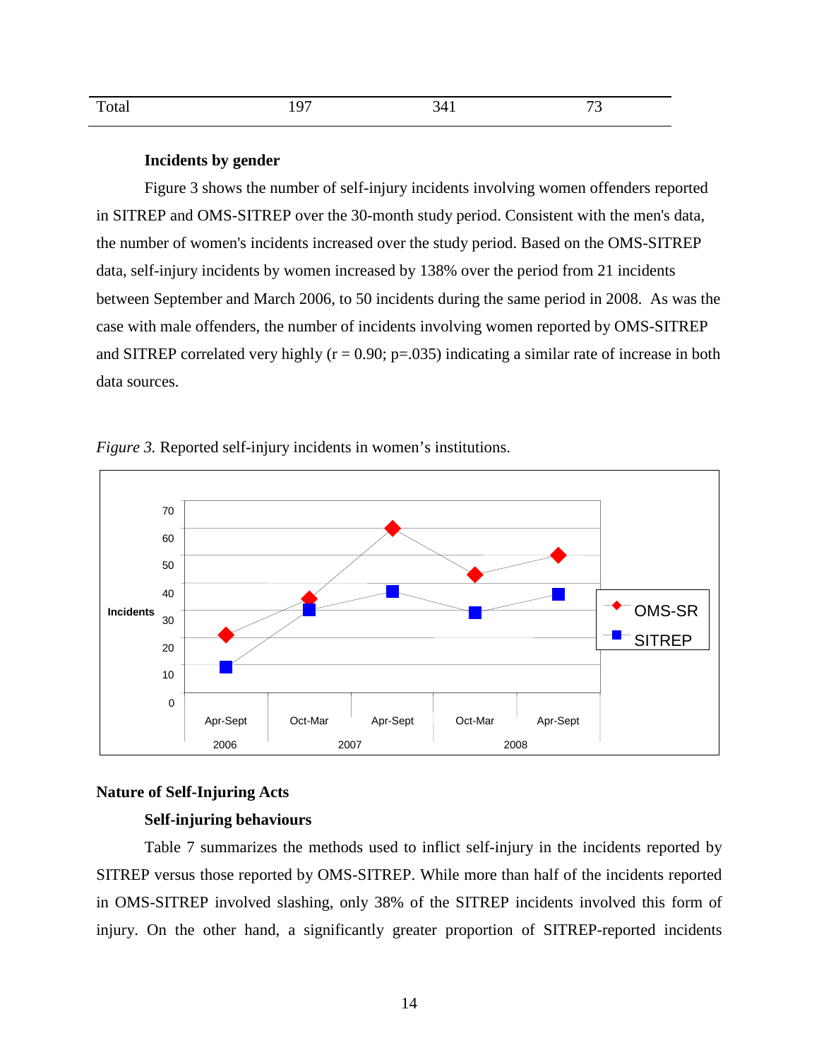| Total | 197 | 341 | 73 |
|---|---|---|---|

### Incidents by gender

Figure 3 shows the number of self-injury incidents involving women offenders reported in SITREP and OMS-SITREP over the 30-month study period. Consistent with the men's data, the number of women's incidents increased over the study period. Based on the OMS-SITREP data, self-injury incidents by women increased by 138% over the period from 21 incidents between September and March 2006, to 50 incidents during the same period in 2008. As was the case with male offenders, the number of incidents involving women reported by OMS-SITREP and SITREP correlated very highly ($r = 0.90$; $p=.035$) indicating a similar rate of increase in both data sources.

*Figure 3.* Reported self-injury incidents in women's institutions.

## Nature of Self-Injuring Acts

### Self-injuring behaviours

Table 7 summarizes the methods used to inflict self-injury in the incidents reported by SITREP versus those reported by OMS-SITREP. While more than half of the incidents reported in OMS-SITREP involved slashing, only 38% of the SITREP incidents involved this form of injury. On the other hand, a significantly greater proportion of SITREP-reported incidents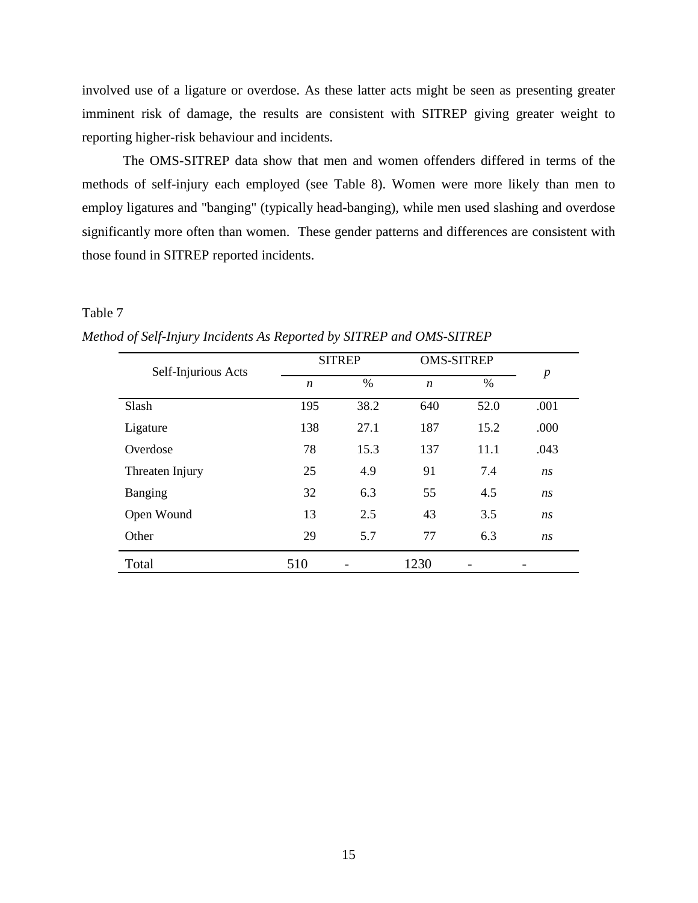involved use of a ligature or overdose. As these latter acts might be seen as presenting greater imminent risk of damage, the results are consistent with SITREP giving greater weight to reporting higher-risk behaviour and incidents.

The OMS-SITREP data show that men and women offenders differed in terms of the methods of self-injury each employed (see Table 8). Women were more likely than men to employ ligatures and "banging" (typically head-banging), while men used slashing and overdose significantly more often than women. These gender patterns and differences are consistent with those found in SITREP reported incidents.

Table 7

*Method of Self-Injury Incidents As Reported by SITREP and OMS-SITREP*

| Self-Injurious Acts | SITREP | | OMS-SITREP | | *p* |
|---|---|---|---|---|---|
| | *n* | % | *n* | % | |
| Slash | 195 | 38.2 | 640 | 52.0 | .001 |
| Ligature | 138 | 27.1 | 187 | 15.2 | .000 |
| Overdose | 78 | 15.3 | 137 | 11.1 | .043 |
| Threaten Injury | 25 | 4.9 | 91 | 7.4 | *ns* |
| Banging | 32 | 6.3 | 55 | 4.5 | *ns* |
| Open Wound | 13 | 2.5 | 43 | 3.5 | *ns* |
| Other | 29 | 5.7 | 77 | 6.3 | *ns* |
| Total | 510 | - | 1230 | - | - |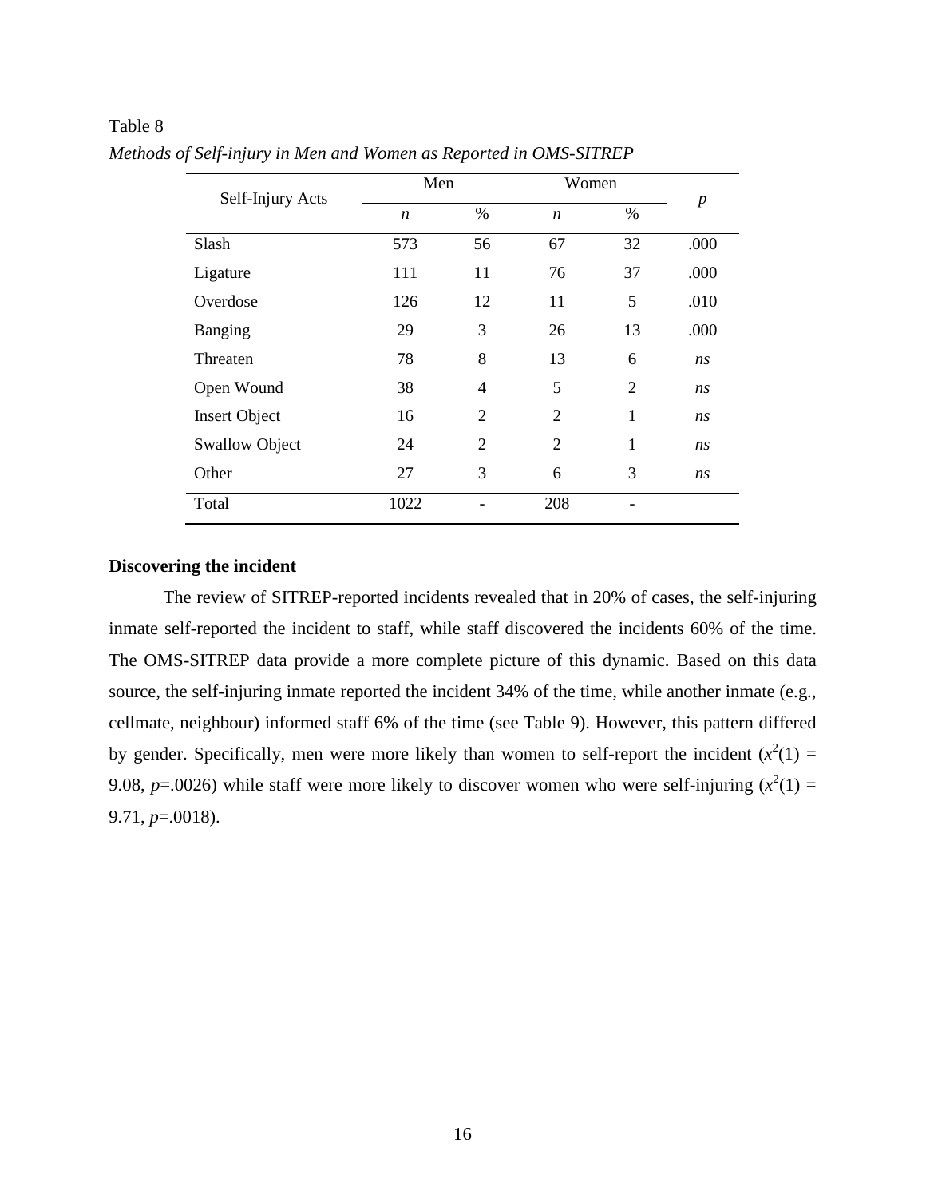Table 8

*Methods of Self-injury in Men and Women as Reported in OMS-SITREP*

| Self-Injury Acts | Men | | Women | | *p* |
|---|---|---|---|---|---|
| | *n* | % | *n* | % | |
| Slash | 573 | 56 | 67 | 32 | .000 |
| Ligature | 111 | 11 | 76 | 37 | .000 |
| Overdose | 126 | 12 | 11 | 5 | .010 |
| Banging | 29 | 3 | 26 | 13 | .000 |
| Threaten | 78 | 8 | 13 | 6 | *ns* |
| Open Wound | 38 | 4 | 5 | 2 | *ns* |
| Insert Object | 16 | 2 | 2 | 1 | *ns* |
| Swallow Object | 24 | 2 | 2 | 1 | *ns* |
| Other | 27 | 3 | 6 | 3 | *ns* |
| Total | 1022 | - | 208 | - | |

**Discovering the incident**

The review of SITREP-reported incidents revealed that in 20% of cases, the self-injuring inmate self-reported the incident to staff, while staff discovered the incidents 60% of the time. The OMS-SITREP data provide a more complete picture of this dynamic. Based on this data source, the self-injuring inmate reported the incident 34% of the time, while another inmate (e.g., cellmate, neighbour) informed staff 6% of the time (see Table 9). However, this pattern differed by gender. Specifically, men were more likely than women to self-report the incident ($x^2(1)$ = 9.08, $p$=.0026) while staff were more likely to discover women who were self-injuring ($x^2(1)$ = 9.71, $p$=.0018).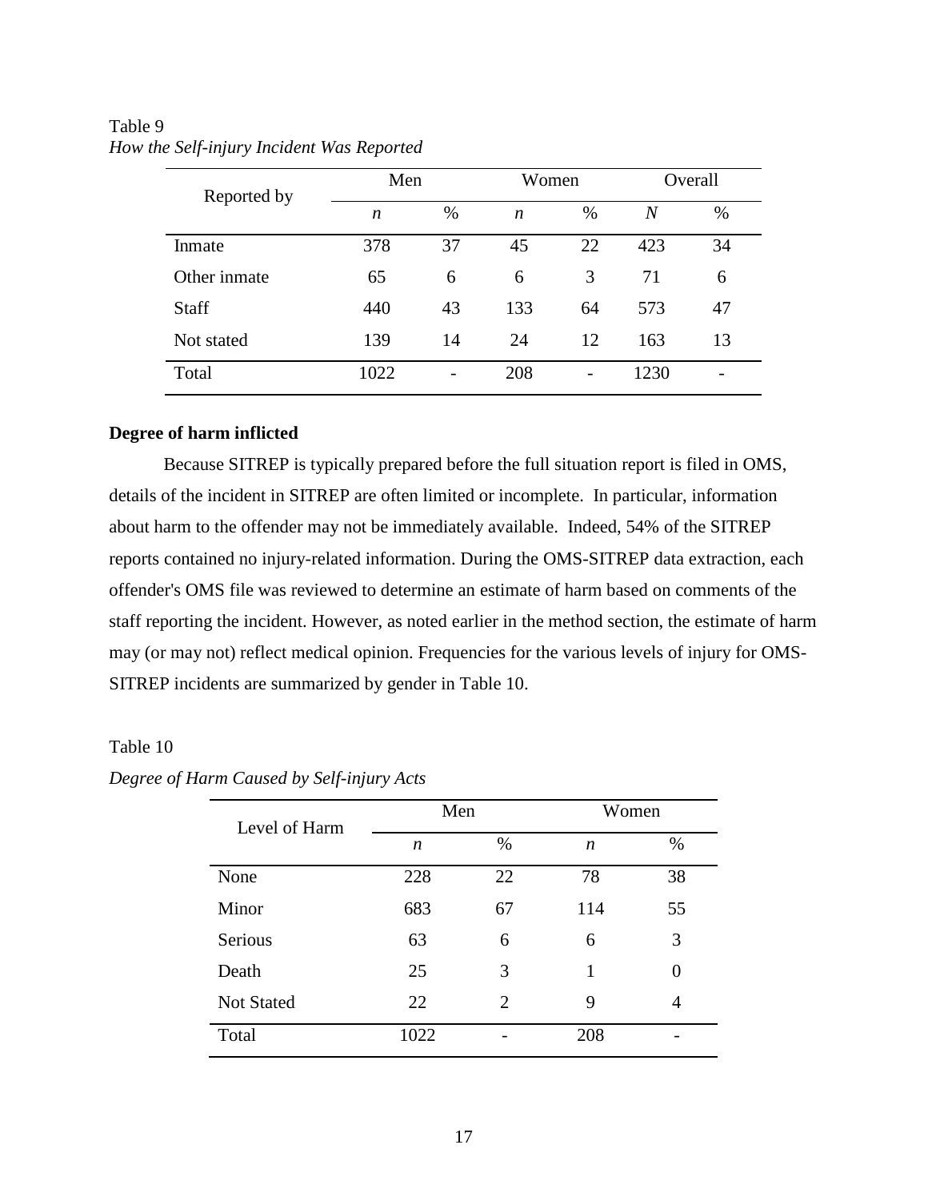Table 9

*How the Self-injury Incident Was Reported*

| Reported by | Men | | Women | | Overall | |
|---|---|---|---|---|---|---|
| | *n* | % | *n* | % | *N* | % |
| Inmate | 378 | 37 | 45 | 22 | 423 | 34 |
| Other inmate | 65 | 6 | 6 | 3 | 71 | 6 |
| Staff | 440 | 43 | 133 | 64 | 573 | 47 |
| Not stated | 139 | 14 | 24 | 12 | 163 | 13 |
| Total | 1022 | - | 208 | - | 1230 | - |

**Degree of harm inflicted**

Because SITREP is typically prepared before the full situation report is filed in OMS, details of the incident in SITREP are often limited or incomplete. In particular, information about harm to the offender may not be immediately available. Indeed, 54% of the SITREP reports contained no injury-related information. During the OMS-SITREP data extraction, each offender's OMS file was reviewed to determine an estimate of harm based on comments of the staff reporting the incident. However, as noted earlier in the method section, the estimate of harm may (or may not) reflect medical opinion. Frequencies for the various levels of injury for OMS-SITREP incidents are summarized by gender in Table 10.

Table 10

*Degree of Harm Caused by Self-injury Acts*

| Level of Harm | Men | | Women | |
|---|---|---|---|---|
| | *n* | % | *n* | % |
| None | 228 | 22 | 78 | 38 |
| Minor | 683 | 67 | 114 | 55 |
| Serious | 63 | 6 | 6 | 3 |
| Death | 25 | 3 | 1 | 0 |
| Not Stated | 22 | 2 | 9 | 4 |
| Total | 1022 | - | 208 | - |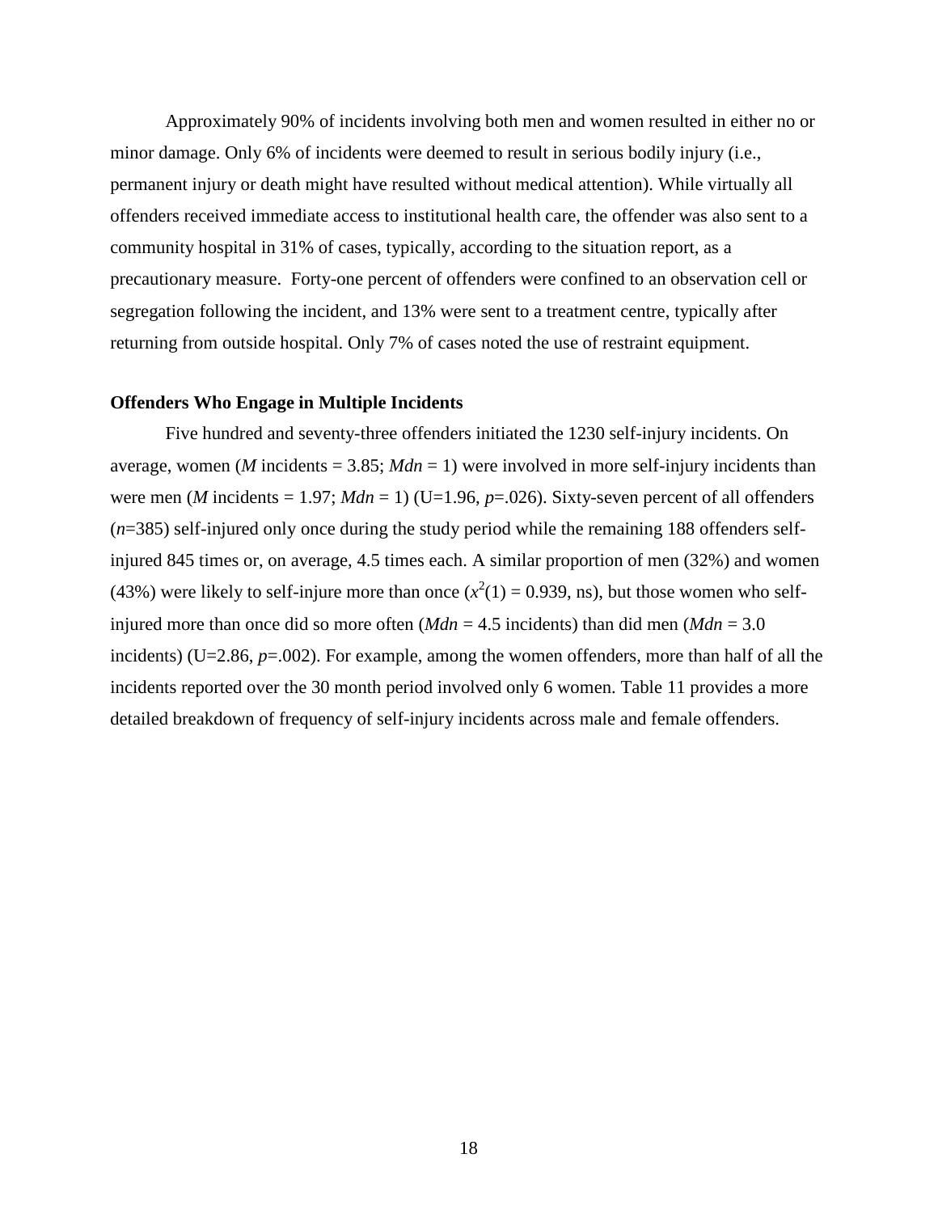Approximately 90% of incidents involving both men and women resulted in either no or minor damage. Only 6% of incidents were deemed to result in serious bodily injury (i.e., permanent injury or death might have resulted without medical attention). While virtually all offenders received immediate access to institutional health care, the offender was also sent to a community hospital in 31% of cases, typically, according to the situation report, as a precautionary measure. Forty-one percent of offenders were confined to an observation cell or segregation following the incident, and 13% were sent to a treatment centre, typically after returning from outside hospital. Only 7% of cases noted the use of restraint equipment.

**Offenders Who Engage in Multiple Incidents**

Five hundred and seventy-three offenders initiated the 1230 self-injury incidents. On average, women (*M* incidents = 3.85; *Mdn* = 1) were involved in more self-injury incidents than were men (*M* incidents = 1.97; *Mdn* = 1) (U=1.96, *p*=.026). Sixty-seven percent of all offenders (*n*=385) self-injured only once during the study period while the remaining 188 offenders self-injured 845 times or, on average, 4.5 times each. A similar proportion of men (32%) and women (43%) were likely to self-injure more than once ($x^2(1) = 0.939$, ns), but those women who self-injured more than once did so more often (*Mdn* = 4.5 incidents) than did men (*Mdn* = 3.0 incidents) (U=2.86, *p*=.002). For example, among the women offenders, more than half of all the incidents reported over the 30 month period involved only 6 women. Table 11 provides a more detailed breakdown of frequency of self-injury incidents across male and female offenders.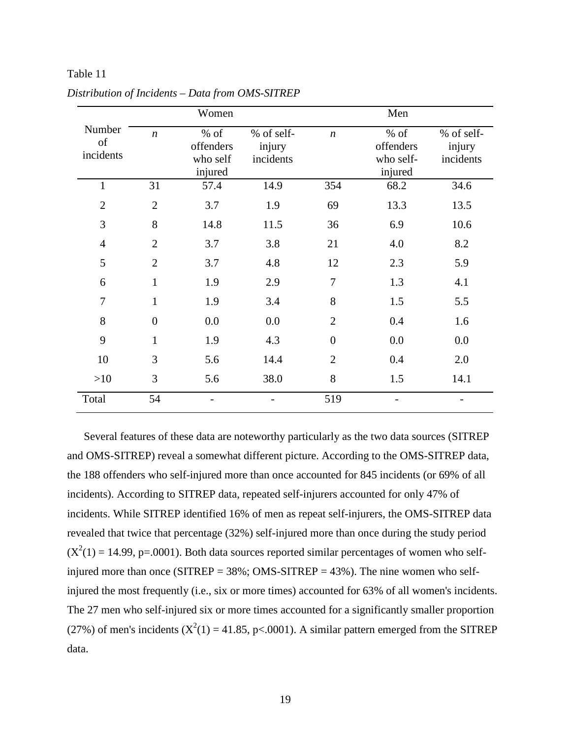Table 11

*Distribution of Incidents – Data from OMS-SITREP*

| Number of incidents | Women | | | Men | | |
|---|---|---|---|---|---|---|
| | *n* | % of offenders who self injured | % of self-injury incidents | *n* | % of offenders who self-injured | % of self-injury incidents |
| 1 | 31 | 57.4 | 14.9 | 354 | 68.2 | 34.6 |
| 2 | 2 | 3.7 | 1.9 | 69 | 13.3 | 13.5 |
| 3 | 8 | 14.8 | 11.5 | 36 | 6.9 | 10.6 |
| 4 | 2 | 3.7 | 3.8 | 21 | 4.0 | 8.2 |
| 5 | 2 | 3.7 | 4.8 | 12 | 2.3 | 5.9 |
| 6 | 1 | 1.9 | 2.9 | 7 | 1.3 | 4.1 |
| 7 | 1 | 1.9 | 3.4 | 8 | 1.5 | 5.5 |
| 8 | 0 | 0.0 | 0.0 | 2 | 0.4 | 1.6 |
| 9 | 1 | 1.9 | 4.3 | 0 | 0.0 | 0.0 |
| 10 | 3 | 5.6 | 14.4 | 2 | 0.4 | 2.0 |
| >10 | 3 | 5.6 | 38.0 | 8 | 1.5 | 14.1 |
| Total | 54 | - | - | 519 | - | - |

Several features of these data are noteworthy particularly as the two data sources (SITREP and OMS-SITREP) reveal a somewhat different picture. According to the OMS-SITREP data, the 188 offenders who self-injured more than once accounted for 845 incidents (or 69% of all incidents). According to SITREP data, repeated self-injurers accounted for only 47% of incidents. While SITREP identified 16% of men as repeat self-injurers, the OMS-SITREP data revealed that twice that percentage (32%) self-injured more than once during the study period ($X^2(1) = 14.99$, $p=.0001$). Both data sources reported similar percentages of women who self-injured more than once (SITREP = 38%; OMS-SITREP = 43%). The nine women who self-injured the most frequently (i.e., six or more times) accounted for 63% of all women's incidents. The 27 men who self-injured six or more times accounted for a significantly smaller proportion (27%) of men's incidents ($X^2(1) = 41.85$, $p<.0001$). A similar pattern emerged from the SITREP data.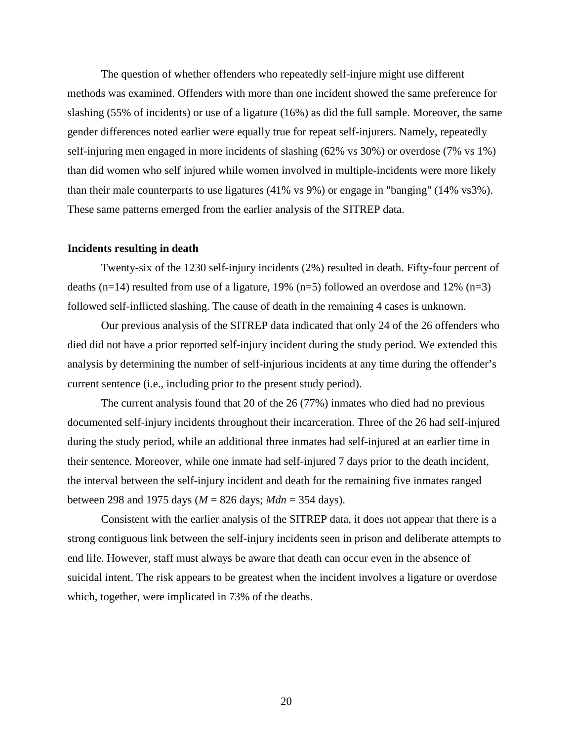The question of whether offenders who repeatedly self-injure might use different methods was examined. Offenders with more than one incident showed the same preference for slashing (55% of incidents) or use of a ligature (16%) as did the full sample. Moreover, the same gender differences noted earlier were equally true for repeat self-injurers. Namely, repeatedly self-injuring men engaged in more incidents of slashing (62% vs 30%) or overdose (7% vs 1%) than did women who self injured while women involved in multiple-incidents were more likely than their male counterparts to use ligatures (41% vs 9%) or engage in "banging" (14% vs3%). These same patterns emerged from the earlier analysis of the SITREP data.

**Incidents resulting in death**

Twenty-six of the 1230 self-injury incidents (2%) resulted in death. Fifty-four percent of deaths (n=14) resulted from use of a ligature, 19% (n=5) followed an overdose and 12% (n=3) followed self-inflicted slashing. The cause of death in the remaining 4 cases is unknown.

Our previous analysis of the SITREP data indicated that only 24 of the 26 offenders who died did not have a prior reported self-injury incident during the study period. We extended this analysis by determining the number of self-injurious incidents at any time during the offender's current sentence (i.e., including prior to the present study period).

The current analysis found that 20 of the 26 (77%) inmates who died had no previous documented self-injury incidents throughout their incarceration. Three of the 26 had self-injured during the study period, while an additional three inmates had self-injured at an earlier time in their sentence. Moreover, while one inmate had self-injured 7 days prior to the death incident, the interval between the self-injury incident and death for the remaining five inmates ranged between 298 and 1975 days (*M* = 826 days; *Mdn* = 354 days).

Consistent with the earlier analysis of the SITREP data, it does not appear that there is a strong contiguous link between the self-injury incidents seen in prison and deliberate attempts to end life. However, staff must always be aware that death can occur even in the absence of suicidal intent. The risk appears to be greatest when the incident involves a ligature or overdose which, together, were implicated in 73% of the deaths.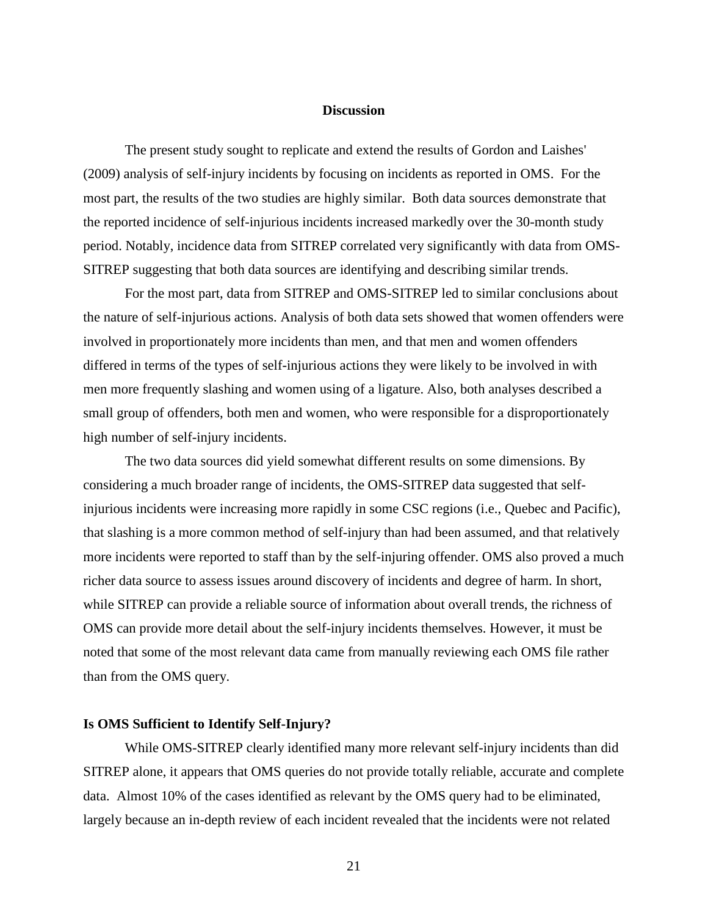# Discussion

The present study sought to replicate and extend the results of Gordon and Laishes' (2009) analysis of self-injury incidents by focusing on incidents as reported in OMS. For the most part, the results of the two studies are highly similar. Both data sources demonstrate that the reported incidence of self-injurious incidents increased markedly over the 30-month study period. Notably, incidence data from SITREP correlated very significantly with data from OMS-SITREP suggesting that both data sources are identifying and describing similar trends.

For the most part, data from SITREP and OMS-SITREP led to similar conclusions about the nature of self-injurious actions. Analysis of both data sets showed that women offenders were involved in proportionately more incidents than men, and that men and women offenders differed in terms of the types of self-injurious actions they were likely to be involved in with men more frequently slashing and women using of a ligature. Also, both analyses described a small group of offenders, both men and women, who were responsible for a disproportionately high number of self-injury incidents.

The two data sources did yield somewhat different results on some dimensions. By considering a much broader range of incidents, the OMS-SITREP data suggested that self-injurious incidents were increasing more rapidly in some CSC regions (i.e., Quebec and Pacific), that slashing is a more common method of self-injury than had been assumed, and that relatively more incidents were reported to staff than by the self-injuring offender. OMS also proved a much richer data source to assess issues around discovery of incidents and degree of harm. In short, while SITREP can provide a reliable source of information about overall trends, the richness of OMS can provide more detail about the self-injury incidents themselves. However, it must be noted that some of the most relevant data came from manually reviewing each OMS file rather than from the OMS query.

## Is OMS Sufficient to Identify Self-Injury?

While OMS-SITREP clearly identified many more relevant self-injury incidents than did SITREP alone, it appears that OMS queries do not provide totally reliable, accurate and complete data. Almost 10% of the cases identified as relevant by the OMS query had to be eliminated, largely because an in-depth review of each incident revealed that the incidents were not related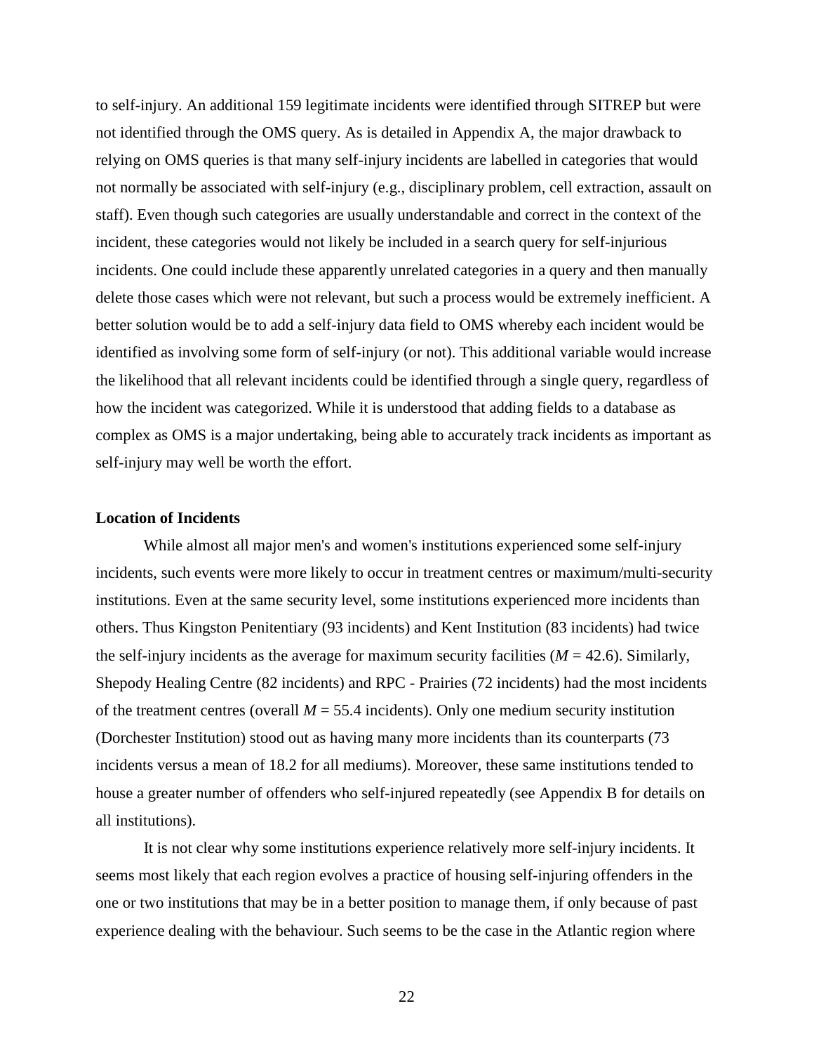to self-injury. An additional 159 legitimate incidents were identified through SITREP but were not identified through the OMS query. As is detailed in Appendix A, the major drawback to relying on OMS queries is that many self-injury incidents are labelled in categories that would not normally be associated with self-injury (e.g., disciplinary problem, cell extraction, assault on staff). Even though such categories are usually understandable and correct in the context of the incident, these categories would not likely be included in a search query for self-injurious incidents. One could include these apparently unrelated categories in a query and then manually delete those cases which were not relevant, but such a process would be extremely inefficient. A better solution would be to add a self-injury data field to OMS whereby each incident would be identified as involving some form of self-injury (or not). This additional variable would increase the likelihood that all relevant incidents could be identified through a single query, regardless of how the incident was categorized. While it is understood that adding fields to a database as complex as OMS is a major undertaking, being able to accurately track incidents as important as self-injury may well be worth the effort.

**Location of Incidents**

While almost all major men's and women's institutions experienced some self-injury incidents, such events were more likely to occur in treatment centres or maximum/multi-security institutions. Even at the same security level, some institutions experienced more incidents than others. Thus Kingston Penitentiary (93 incidents) and Kent Institution (83 incidents) had twice the self-injury incidents as the average for maximum security facilities ($M = 42.6$). Similarly, Shepody Healing Centre (82 incidents) and RPC - Prairies (72 incidents) had the most incidents of the treatment centres (overall $M = 55.4$ incidents). Only one medium security institution (Dorchester Institution) stood out as having many more incidents than its counterparts (73 incidents versus a mean of 18.2 for all mediums). Moreover, these same institutions tended to house a greater number of offenders who self-injured repeatedly (see Appendix B for details on all institutions).

It is not clear why some institutions experience relatively more self-injury incidents. It seems most likely that each region evolves a practice of housing self-injuring offenders in the one or two institutions that may be in a better position to manage them, if only because of past experience dealing with the behaviour. Such seems to be the case in the Atlantic region where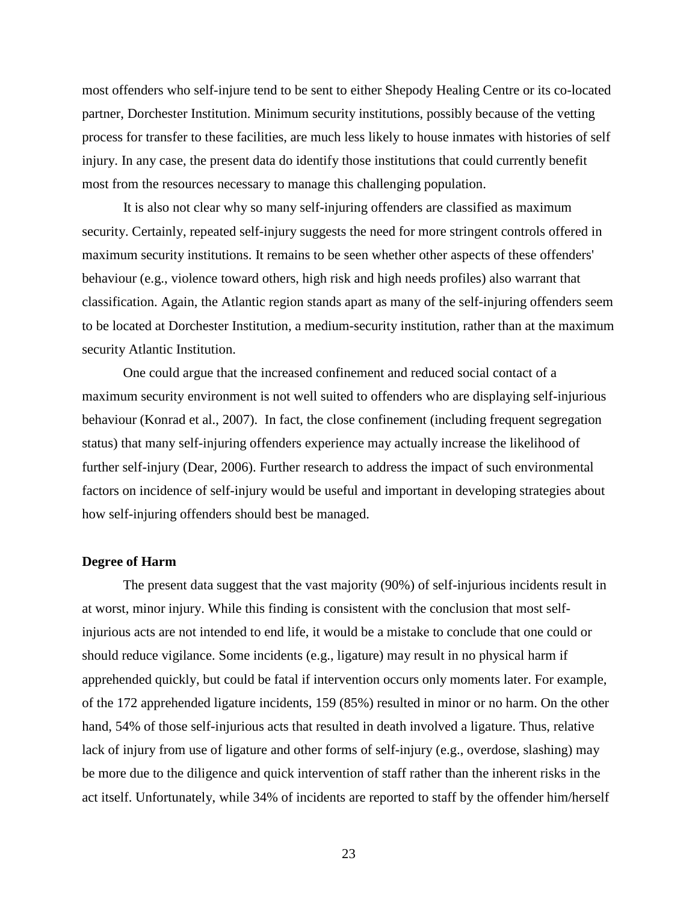most offenders who self-injure tend to be sent to either Shepody Healing Centre or its co-located partner, Dorchester Institution. Minimum security institutions, possibly because of the vetting process for transfer to these facilities, are much less likely to house inmates with histories of self injury. In any case, the present data do identify those institutions that could currently benefit most from the resources necessary to manage this challenging population.

It is also not clear why so many self-injuring offenders are classified as maximum security. Certainly, repeated self-injury suggests the need for more stringent controls offered in maximum security institutions. It remains to be seen whether other aspects of these offenders' behaviour (e.g., violence toward others, high risk and high needs profiles) also warrant that classification. Again, the Atlantic region stands apart as many of the self-injuring offenders seem to be located at Dorchester Institution, a medium-security institution, rather than at the maximum security Atlantic Institution.

One could argue that the increased confinement and reduced social contact of a maximum security environment is not well suited to offenders who are displaying self-injurious behaviour (Konrad et al., 2007). In fact, the close confinement (including frequent segregation status) that many self-injuring offenders experience may actually increase the likelihood of further self-injury (Dear, 2006). Further research to address the impact of such environmental factors on incidence of self-injury would be useful and important in developing strategies about how self-injuring offenders should best be managed.

**Degree of Harm**

The present data suggest that the vast majority (90%) of self-injurious incidents result in at worst, minor injury. While this finding is consistent with the conclusion that most self-injurious acts are not intended to end life, it would be a mistake to conclude that one could or should reduce vigilance. Some incidents (e.g., ligature) may result in no physical harm if apprehended quickly, but could be fatal if intervention occurs only moments later. For example, of the 172 apprehended ligature incidents, 159 (85%) resulted in minor or no harm. On the other hand, 54% of those self-injurious acts that resulted in death involved a ligature. Thus, relative lack of injury from use of ligature and other forms of self-injury (e.g., overdose, slashing) may be more due to the diligence and quick intervention of staff rather than the inherent risks in the act itself. Unfortunately, while 34% of incidents are reported to staff by the offender him/herself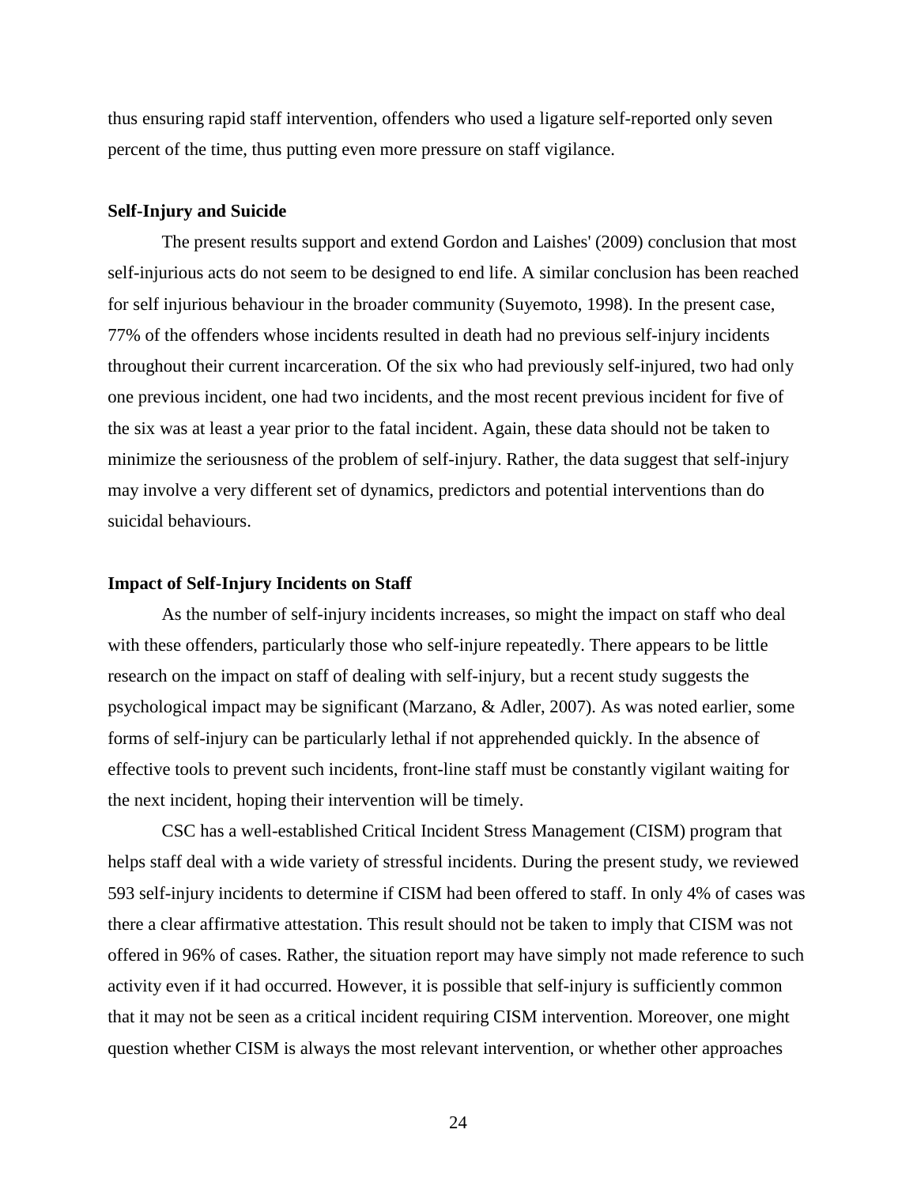thus ensuring rapid staff intervention, offenders who used a ligature self-reported only seven percent of the time, thus putting even more pressure on staff vigilance.

### Self-Injury and Suicide

The present results support and extend Gordon and Laishes' (2009) conclusion that most self-injurious acts do not seem to be designed to end life. A similar conclusion has been reached for self injurious behaviour in the broader community (Suyemoto, 1998). In the present case, 77% of the offenders whose incidents resulted in death had no previous self-injury incidents throughout their current incarceration. Of the six who had previously self-injured, two had only one previous incident, one had two incidents, and the most recent previous incident for five of the six was at least a year prior to the fatal incident. Again, these data should not be taken to minimize the seriousness of the problem of self-injury. Rather, the data suggest that self-injury may involve a very different set of dynamics, predictors and potential interventions than do suicidal behaviours.

### Impact of Self-Injury Incidents on Staff

As the number of self-injury incidents increases, so might the impact on staff who deal with these offenders, particularly those who self-injure repeatedly. There appears to be little research on the impact on staff of dealing with self-injury, but a recent study suggests the psychological impact may be significant (Marzano, & Adler, 2007). As was noted earlier, some forms of self-injury can be particularly lethal if not apprehended quickly. In the absence of effective tools to prevent such incidents, front-line staff must be constantly vigilant waiting for the next incident, hoping their intervention will be timely.

CSC has a well-established Critical Incident Stress Management (CISM) program that helps staff deal with a wide variety of stressful incidents. During the present study, we reviewed 593 self-injury incidents to determine if CISM had been offered to staff. In only 4% of cases was there a clear affirmative attestation. This result should not be taken to imply that CISM was not offered in 96% of cases. Rather, the situation report may have simply not made reference to such activity even if it had occurred. However, it is possible that self-injury is sufficiently common that it may not be seen as a critical incident requiring CISM intervention. Moreover, one might question whether CISM is always the most relevant intervention, or whether other approaches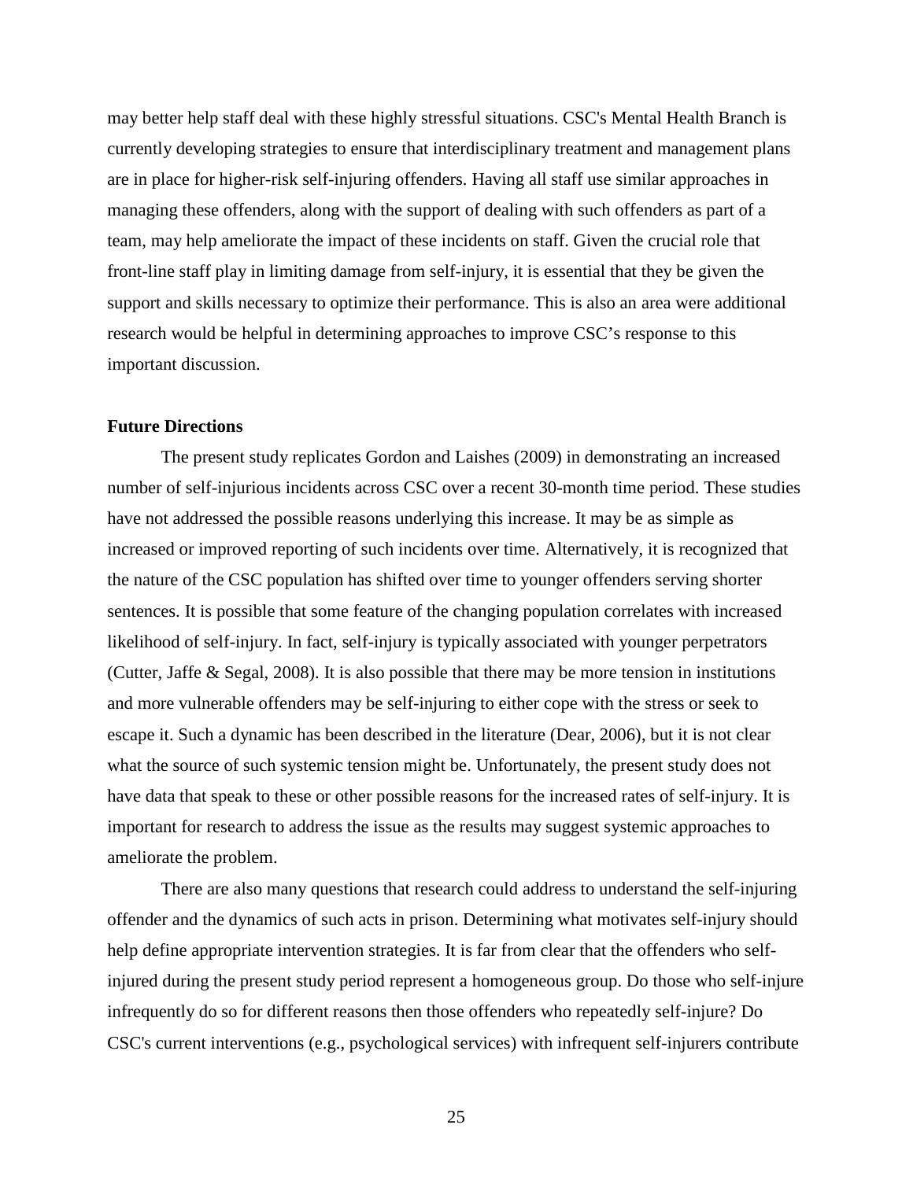may better help staff deal with these highly stressful situations. CSC's Mental Health Branch is currently developing strategies to ensure that interdisciplinary treatment and management plans are in place for higher-risk self-injuring offenders. Having all staff use similar approaches in managing these offenders, along with the support of dealing with such offenders as part of a team, may help ameliorate the impact of these incidents on staff. Given the crucial role that front-line staff play in limiting damage from self-injury, it is essential that they be given the support and skills necessary to optimize their performance. This is also an area were additional research would be helpful in determining approaches to improve CSC's response to this important discussion.

**Future Directions**

The present study replicates Gordon and Laishes (2009) in demonstrating an increased number of self-injurious incidents across CSC over a recent 30-month time period. These studies have not addressed the possible reasons underlying this increase. It may be as simple as increased or improved reporting of such incidents over time. Alternatively, it is recognized that the nature of the CSC population has shifted over time to younger offenders serving shorter sentences. It is possible that some feature of the changing population correlates with increased likelihood of self-injury. In fact, self-injury is typically associated with younger perpetrators (Cutter, Jaffe & Segal, 2008). It is also possible that there may be more tension in institutions and more vulnerable offenders may be self-injuring to either cope with the stress or seek to escape it. Such a dynamic has been described in the literature (Dear, 2006), but it is not clear what the source of such systemic tension might be. Unfortunately, the present study does not have data that speak to these or other possible reasons for the increased rates of self-injury. It is important for research to address the issue as the results may suggest systemic approaches to ameliorate the problem.

There are also many questions that research could address to understand the self-injuring offender and the dynamics of such acts in prison. Determining what motivates self-injury should help define appropriate intervention strategies. It is far from clear that the offenders who self-injured during the present study period represent a homogeneous group. Do those who self-injure infrequently do so for different reasons then those offenders who repeatedly self-injure? Do CSC's current interventions (e.g., psychological services) with infrequent self-injurers contribute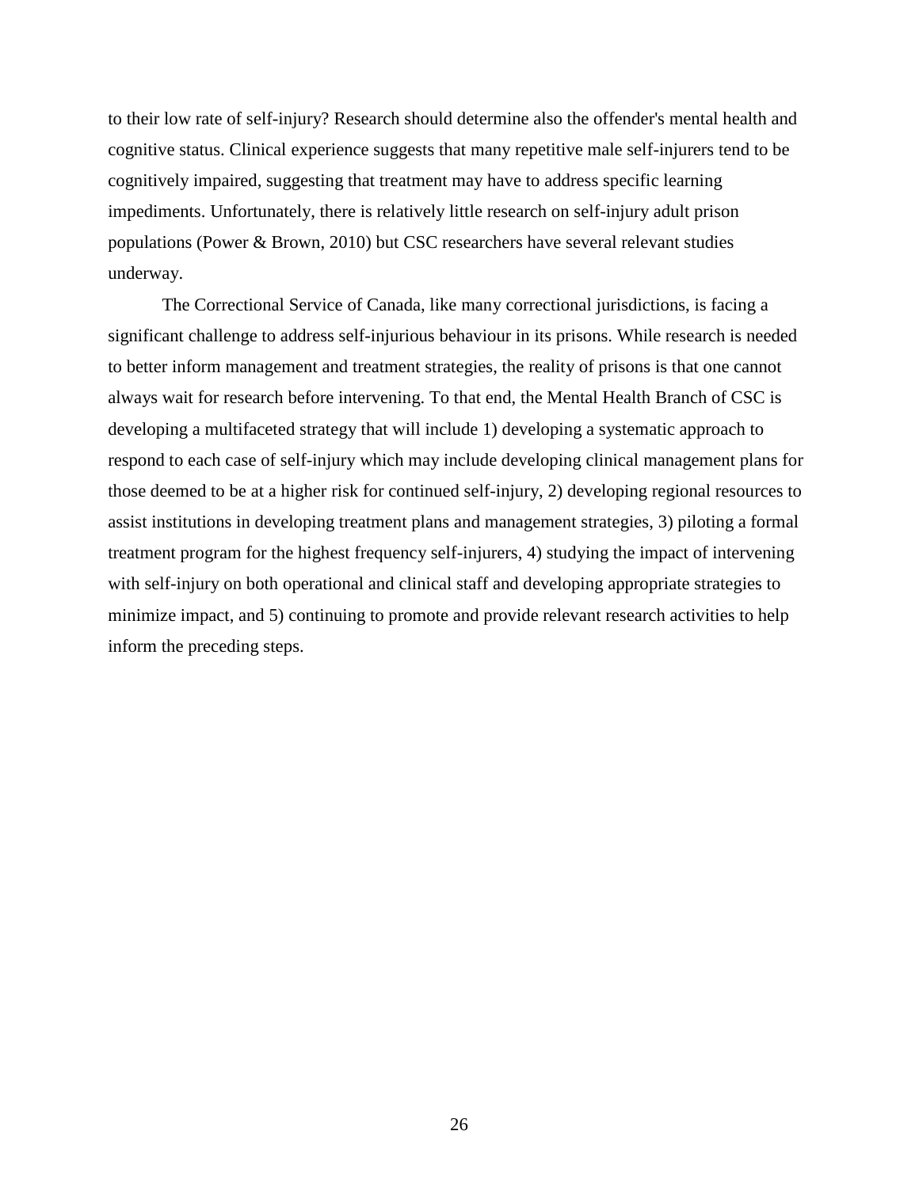to their low rate of self-injury? Research should determine also the offender's mental health and cognitive status. Clinical experience suggests that many repetitive male self-injurers tend to be cognitively impaired, suggesting that treatment may have to address specific learning impediments. Unfortunately, there is relatively little research on self-injury adult prison populations (Power & Brown, 2010) but CSC researchers have several relevant studies underway.

The Correctional Service of Canada, like many correctional jurisdictions, is facing a significant challenge to address self-injurious behaviour in its prisons. While research is needed to better inform management and treatment strategies, the reality of prisons is that one cannot always wait for research before intervening. To that end, the Mental Health Branch of CSC is developing a multifaceted strategy that will include 1) developing a systematic approach to respond to each case of self-injury which may include developing clinical management plans for those deemed to be at a higher risk for continued self-injury, 2) developing regional resources to assist institutions in developing treatment plans and management strategies, 3) piloting a formal treatment program for the highest frequency self-injurers, 4) studying the impact of intervening with self-injury on both operational and clinical staff and developing appropriate strategies to minimize impact, and 5) continuing to promote and provide relevant research activities to help inform the preceding steps.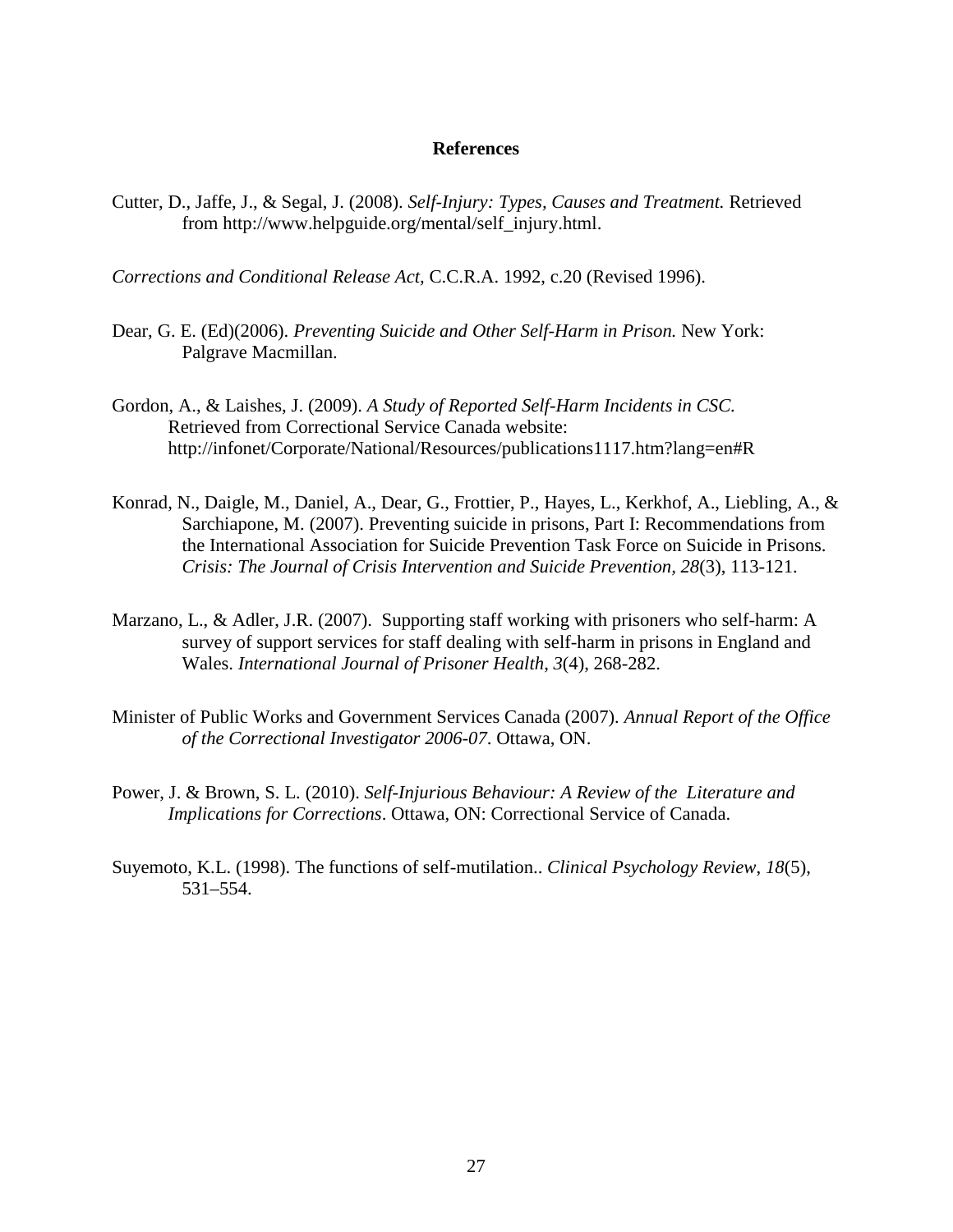# References

Cutter, D., Jaffe, J., & Segal, J. (2008). *Self-Injury: Types, Causes and Treatment.* Retrieved from http://www.helpguide.org/mental/self_injury.html.

*Corrections and Conditional Release Act*, C.C.R.A. 1992, c.20 (Revised 1996).

Dear, G. E. (Ed)(2006). *Preventing Suicide and Other Self-Harm in Prison.* New York: Palgrave Macmillan.

Gordon, A., & Laishes, J. (2009). *A Study of Reported Self-Harm Incidents in CSC.* Retrieved from Correctional Service Canada website: http://infonet/Corporate/National/Resources/publications1117.htm?lang=en#R

Konrad, N., Daigle, M., Daniel, A., Dear, G., Frottier, P., Hayes, L., Kerkhof, A., Liebling, A., & Sarchiapone, M. (2007). Preventing suicide in prisons, Part I: Recommendations from the International Association for Suicide Prevention Task Force on Suicide in Prisons. *Crisis: The Journal of Crisis Intervention and Suicide Prevention, 28*(3), 113-121.

Marzano, L., & Adler, J.R. (2007). Supporting staff working with prisoners who self-harm: A survey of support services for staff dealing with self-harm in prisons in England and Wales. *International Journal of Prisoner Health*, *3*(4), 268-282.

Minister of Public Works and Government Services Canada (2007). *Annual Report of the Office of the Correctional Investigator 2006-07*. Ottawa, ON.

Power, J. & Brown, S. L. (2010). *Self-Injurious Behaviour: A Review of the Literature and Implications for Corrections*. Ottawa, ON: Correctional Service of Canada.

Suyemoto, K.L. (1998). The functions of self-mutilation.. *Clinical Psychology Review*, *18*(5), 531–554.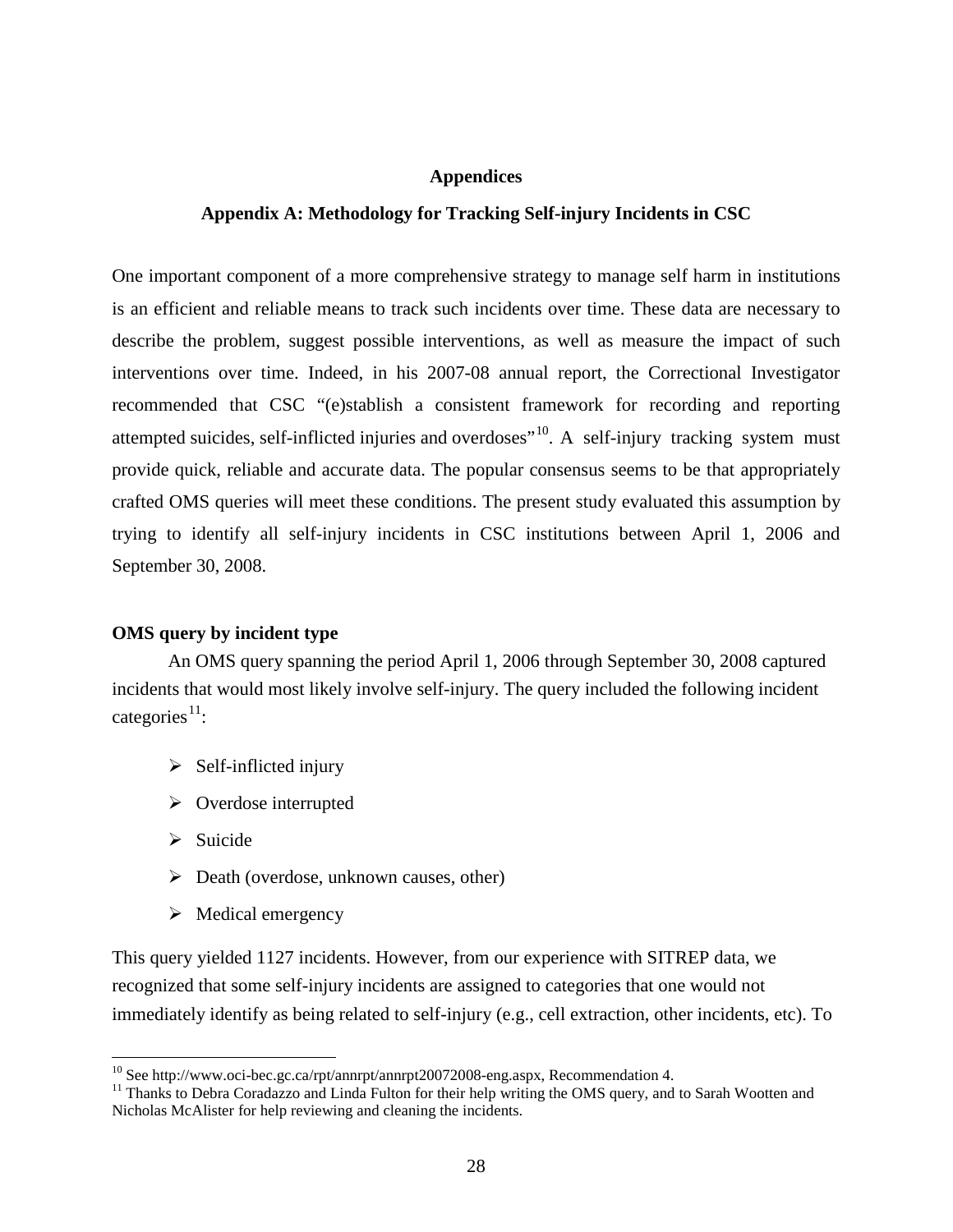## Appendices

## Appendix A: Methodology for Tracking Self-injury Incidents in CSC

One important component of a more comprehensive strategy to manage self harm in institutions is an efficient and reliable means to track such incidents over time. These data are necessary to describe the problem, suggest possible interventions, as well as measure the impact of such interventions over time. Indeed, in his 2007-08 annual report, the Correctional Investigator recommended that CSC "(e)stablish a consistent framework for recording and reporting attempted suicides, self-inflicted injuries and overdoses"[10]. A self-injury tracking system must provide quick, reliable and accurate data. The popular consensus seems to be that appropriately crafted OMS queries will meet these conditions. The present study evaluated this assumption by trying to identify all self-injury incidents in CSC institutions between April 1, 2006 and September 30, 2008.

**OMS query by incident type**

An OMS query spanning the period April 1, 2006 through September 30, 2008 captured incidents that would most likely involve self-injury. The query included the following incident categories[11]:

- Self-inflicted injury
- Overdose interrupted
- Suicide
- Death (overdose, unknown causes, other)
- Medical emergency

This query yielded 1127 incidents. However, from our experience with SITREP data, we recognized that some self-injury incidents are assigned to categories that one would not immediately identify as being related to self-injury (e.g., cell extraction, other incidents, etc). To

[10] See http://www.oci-bec.gc.ca/rpt/annrpt/annrpt20072008-eng.aspx, Recommendation 4.

[11] Thanks to Debra Coradazzo and Linda Fulton for their help writing the OMS query, and to Sarah Wootten and Nicholas McAlister for help reviewing and cleaning the incidents.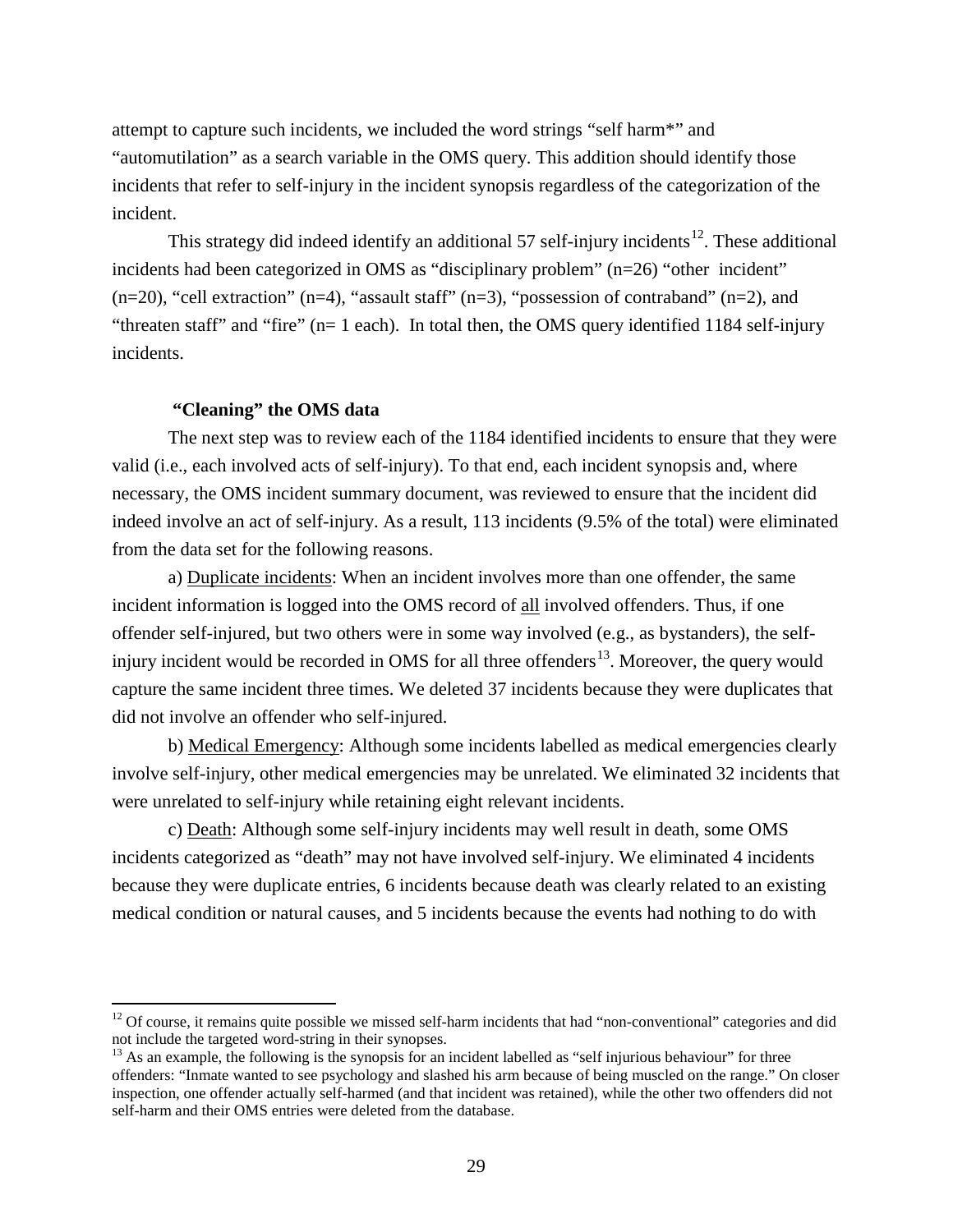attempt to capture such incidents, we included the word strings "self harm*" and "automutilation" as a search variable in the OMS query. This addition should identify those incidents that refer to self-injury in the incident synopsis regardless of the categorization of the incident.

This strategy did indeed identify an additional 57 self-injury incidents[12]. These additional incidents had been categorized in OMS as "disciplinary problem" (n=26) "other incident" (n=20), "cell extraction" (n=4), "assault staff" (n=3), "possession of contraband" (n=2), and "threaten staff" and "fire" (n= 1 each). In total then, the OMS query identified 1184 self-injury incidents.

**"Cleaning" the OMS data**

The next step was to review each of the 1184 identified incidents to ensure that they were valid (i.e., each involved acts of self-injury). To that end, each incident synopsis and, where necessary, the OMS incident summary document, was reviewed to ensure that the incident did indeed involve an act of self-injury. As a result, 113 incidents (9.5% of the total) were eliminated from the data set for the following reasons.

a) Duplicate incidents: When an incident involves more than one offender, the same incident information is logged into the OMS record of all involved offenders. Thus, if one offender self-injured, but two others were in some way involved (e.g., as bystanders), the self-injury incident would be recorded in OMS for all three offenders[13]. Moreover, the query would capture the same incident three times. We deleted 37 incidents because they were duplicates that did not involve an offender who self-injured.

b) Medical Emergency: Although some incidents labelled as medical emergencies clearly involve self-injury, other medical emergencies may be unrelated. We eliminated 32 incidents that were unrelated to self-injury while retaining eight relevant incidents.

c) Death: Although some self-injury incidents may well result in death, some OMS incidents categorized as "death" may not have involved self-injury. We eliminated 4 incidents because they were duplicate entries, 6 incidents because death was clearly related to an existing medical condition or natural causes, and 5 incidents because the events had nothing to do with

---

[12] Of course, it remains quite possible we missed self-harm incidents that had "non-conventional" categories and did not include the targeted word-string in their synopses.

[13] As an example, the following is the synopsis for an incident labelled as "self injurious behaviour" for three offenders: "Inmate wanted to see psychology and slashed his arm because of being muscled on the range." On closer inspection, one offender actually self-harmed (and that incident was retained), while the other two offenders did not self-harm and their OMS entries were deleted from the database.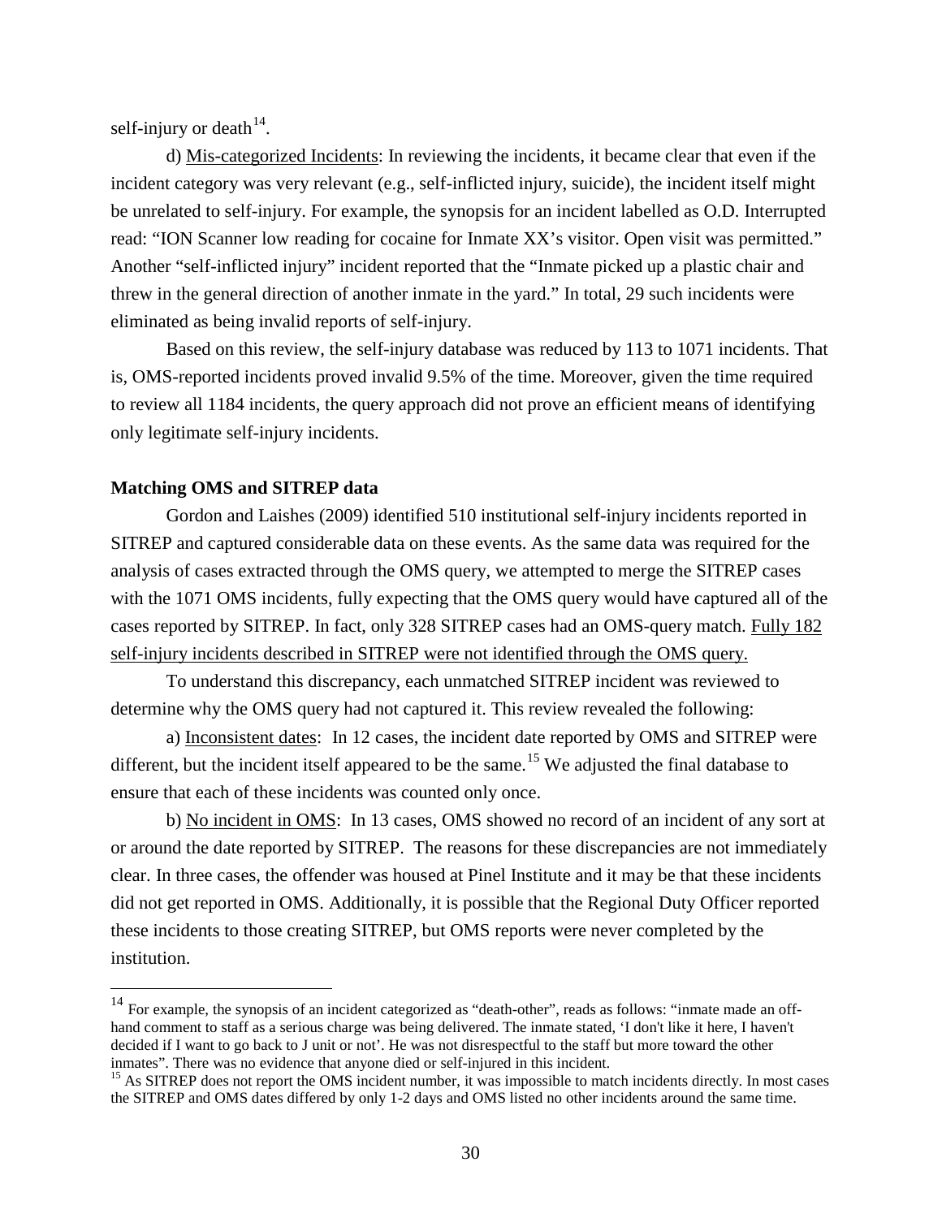self-injury or death[14].

d) <u>Mis-categorized Incidents</u>: In reviewing the incidents, it became clear that even if the incident category was very relevant (e.g., self-inflicted injury, suicide), the incident itself might be unrelated to self-injury. For example, the synopsis for an incident labelled as O.D. Interrupted read: "ION Scanner low reading for cocaine for Inmate XX's visitor. Open visit was permitted." Another "self-inflicted injury" incident reported that the "Inmate picked up a plastic chair and threw in the general direction of another inmate in the yard." In total, 29 such incidents were eliminated as being invalid reports of self-injury.

Based on this review, the self-injury database was reduced by 113 to 1071 incidents. That is, OMS-reported incidents proved invalid 9.5% of the time. Moreover, given the time required to review all 1184 incidents, the query approach did not prove an efficient means of identifying only legitimate self-injury incidents.

**Matching OMS and SITREP data**

Gordon and Laishes (2009) identified 510 institutional self-injury incidents reported in SITREP and captured considerable data on these events. As the same data was required for the analysis of cases extracted through the OMS query, we attempted to merge the SITREP cases with the 1071 OMS incidents, fully expecting that the OMS query would have captured all of the cases reported by SITREP. In fact, only 328 SITREP cases had an OMS-query match. <u>Fully 182 self-injury incidents described in SITREP were not identified through the OMS query.</u>

To understand this discrepancy, each unmatched SITREP incident was reviewed to determine why the OMS query had not captured it. This review revealed the following:

a) <u>Inconsistent dates</u>: In 12 cases, the incident date reported by OMS and SITREP were different, but the incident itself appeared to be the same.[15] We adjusted the final database to ensure that each of these incidents was counted only once.

b) <u>No incident in OMS</u>: In 13 cases, OMS showed no record of an incident of any sort at or around the date reported by SITREP. The reasons for these discrepancies are not immediately clear. In three cases, the offender was housed at Pinel Institute and it may be that these incidents did not get reported in OMS. Additionally, it is possible that the Regional Duty Officer reported these incidents to those creating SITREP, but OMS reports were never completed by the institution.

---

[14] For example, the synopsis of an incident categorized as "death-other", reads as follows: "inmate made an off-hand comment to staff as a serious charge was being delivered. The inmate stated, 'I don't like it here, I haven't decided if I want to go back to J unit or not'. He was not disrespectful to the staff but more toward the other inmates". There was no evidence that anyone died or self-injured in this incident.

[15] As SITREP does not report the OMS incident number, it was impossible to match incidents directly. In most cases the SITREP and OMS dates differed by only 1-2 days and OMS listed no other incidents around the same time.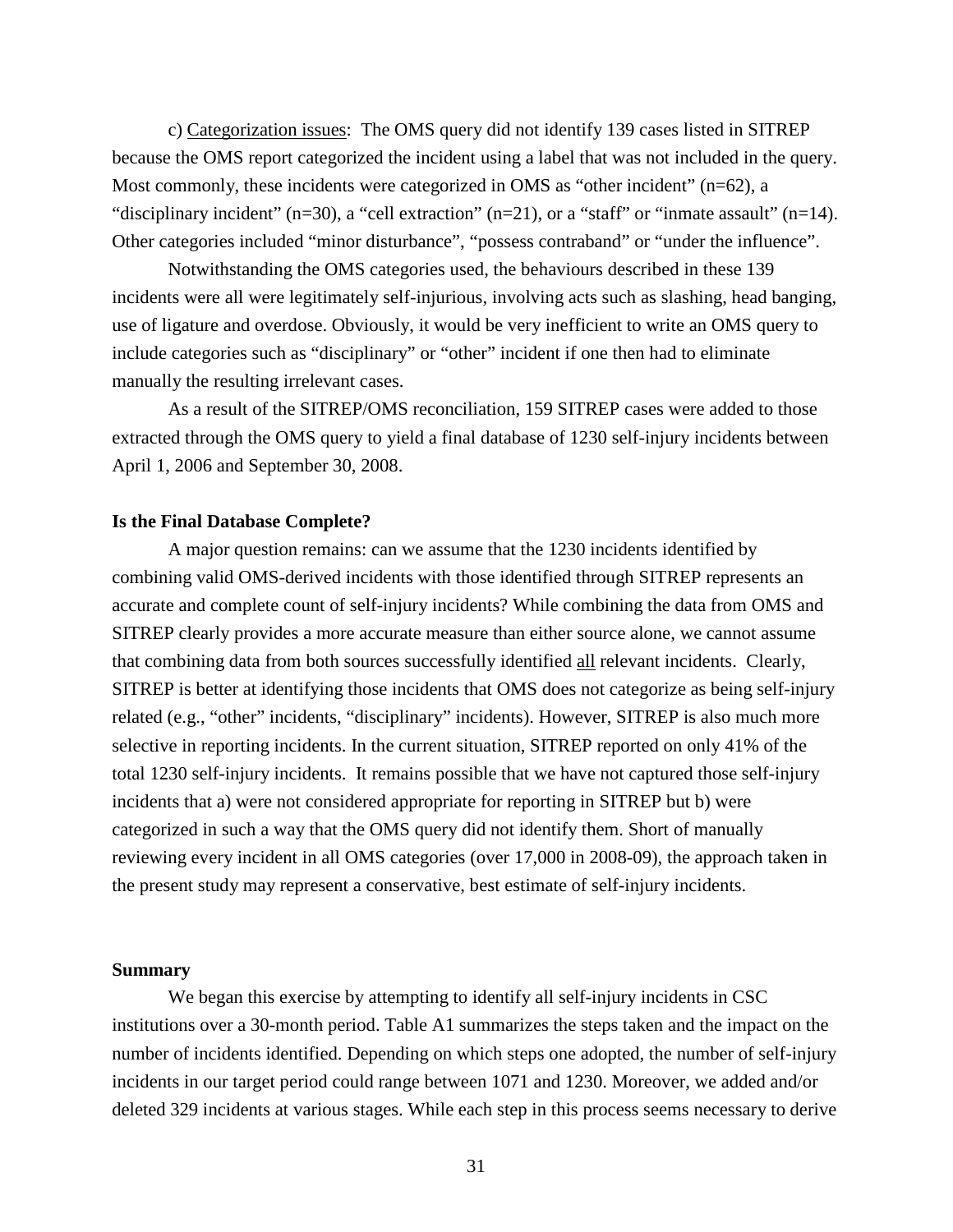c) Categorization issues: The OMS query did not identify 139 cases listed in SITREP because the OMS report categorized the incident using a label that was not included in the query. Most commonly, these incidents were categorized in OMS as "other incident" (n=62), a "disciplinary incident" (n=30), a "cell extraction" (n=21), or a "staff" or "inmate assault" (n=14). Other categories included "minor disturbance", "possess contraband" or "under the influence".

Notwithstanding the OMS categories used, the behaviours described in these 139 incidents were all were legitimately self-injurious, involving acts such as slashing, head banging, use of ligature and overdose. Obviously, it would be very inefficient to write an OMS query to include categories such as "disciplinary" or "other" incident if one then had to eliminate manually the resulting irrelevant cases.

As a result of the SITREP/OMS reconciliation, 159 SITREP cases were added to those extracted through the OMS query to yield a final database of 1230 self-injury incidents between April 1, 2006 and September 30, 2008.

**Is the Final Database Complete?**

A major question remains: can we assume that the 1230 incidents identified by combining valid OMS-derived incidents with those identified through SITREP represents an accurate and complete count of self-injury incidents? While combining the data from OMS and SITREP clearly provides a more accurate measure than either source alone, we cannot assume that combining data from both sources successfully identified all relevant incidents. Clearly, SITREP is better at identifying those incidents that OMS does not categorize as being self-injury related (e.g., "other" incidents, "disciplinary" incidents). However, SITREP is also much more selective in reporting incidents. In the current situation, SITREP reported on only 41% of the total 1230 self-injury incidents. It remains possible that we have not captured those self-injury incidents that a) were not considered appropriate for reporting in SITREP but b) were categorized in such a way that the OMS query did not identify them. Short of manually reviewing every incident in all OMS categories (over 17,000 in 2008-09), the approach taken in the present study may represent a conservative, best estimate of self-injury incidents.

**Summary**

We began this exercise by attempting to identify all self-injury incidents in CSC institutions over a 30-month period. Table A1 summarizes the steps taken and the impact on the number of incidents identified. Depending on which steps one adopted, the number of self-injury incidents in our target period could range between 1071 and 1230. Moreover, we added and/or deleted 329 incidents at various stages. While each step in this process seems necessary to derive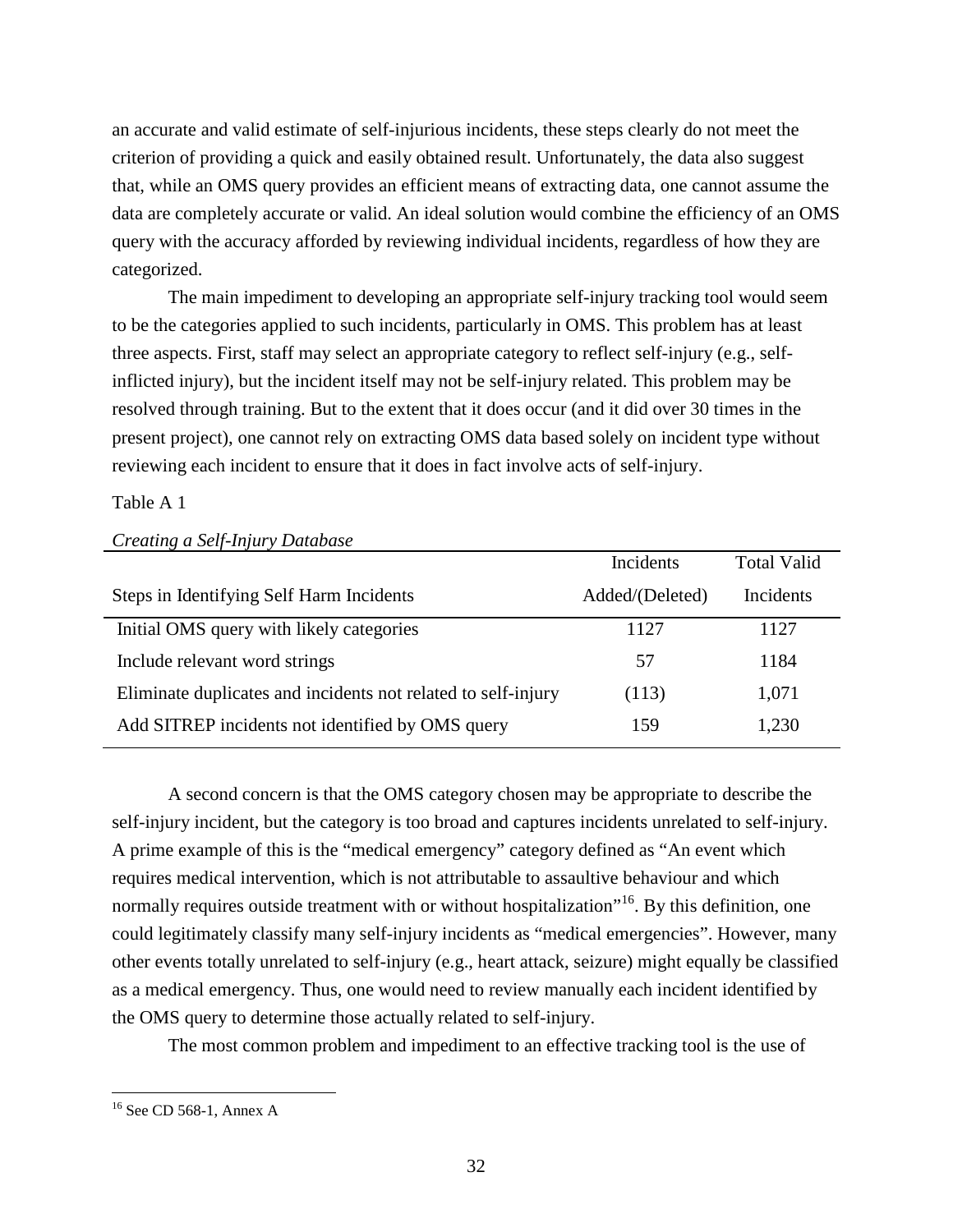an accurate and valid estimate of self-injurious incidents, these steps clearly do not meet the criterion of providing a quick and easily obtained result. Unfortunately, the data also suggest that, while an OMS query provides an efficient means of extracting data, one cannot assume the data are completely accurate or valid. An ideal solution would combine the efficiency of an OMS query with the accuracy afforded by reviewing individual incidents, regardless of how they are categorized.

The main impediment to developing an appropriate self-injury tracking tool would seem to be the categories applied to such incidents, particularly in OMS. This problem has at least three aspects. First, staff may select an appropriate category to reflect self-injury (e.g., self-inflicted injury), but the incident itself may not be self-injury related. This problem may be resolved through training. But to the extent that it does occur (and it did over 30 times in the present project), one cannot rely on extracting OMS data based solely on incident type without reviewing each incident to ensure that it does in fact involve acts of self-injury.

Table A 1

*Creating a Self-Injury Database*

| Steps in Identifying Self Harm Incidents | Incidents Added/(Deleted) | Total Valid Incidents |
|---|---|---|
| Initial OMS query with likely categories | 1127 | 1127 |
| Include relevant word strings | 57 | 1184 |
| Eliminate duplicates and incidents not related to self-injury | (113) | 1,071 |
| Add SITREP incidents not identified by OMS query | 159 | 1,230 |

A second concern is that the OMS category chosen may be appropriate to describe the self-injury incident, but the category is too broad and captures incidents unrelated to self-injury. A prime example of this is the "medical emergency" category defined as "An event which requires medical intervention, which is not attributable to assaultive behaviour and which normally requires outside treatment with or without hospitalization"[16]. By this definition, one could legitimately classify many self-injury incidents as "medical emergencies". However, many other events totally unrelated to self-injury (e.g., heart attack, seizure) might equally be classified as a medical emergency. Thus, one would need to review manually each incident identified by the OMS query to determine those actually related to self-injury.

The most common problem and impediment to an effective tracking tool is the use of

[16] See CD 568-1, Annex A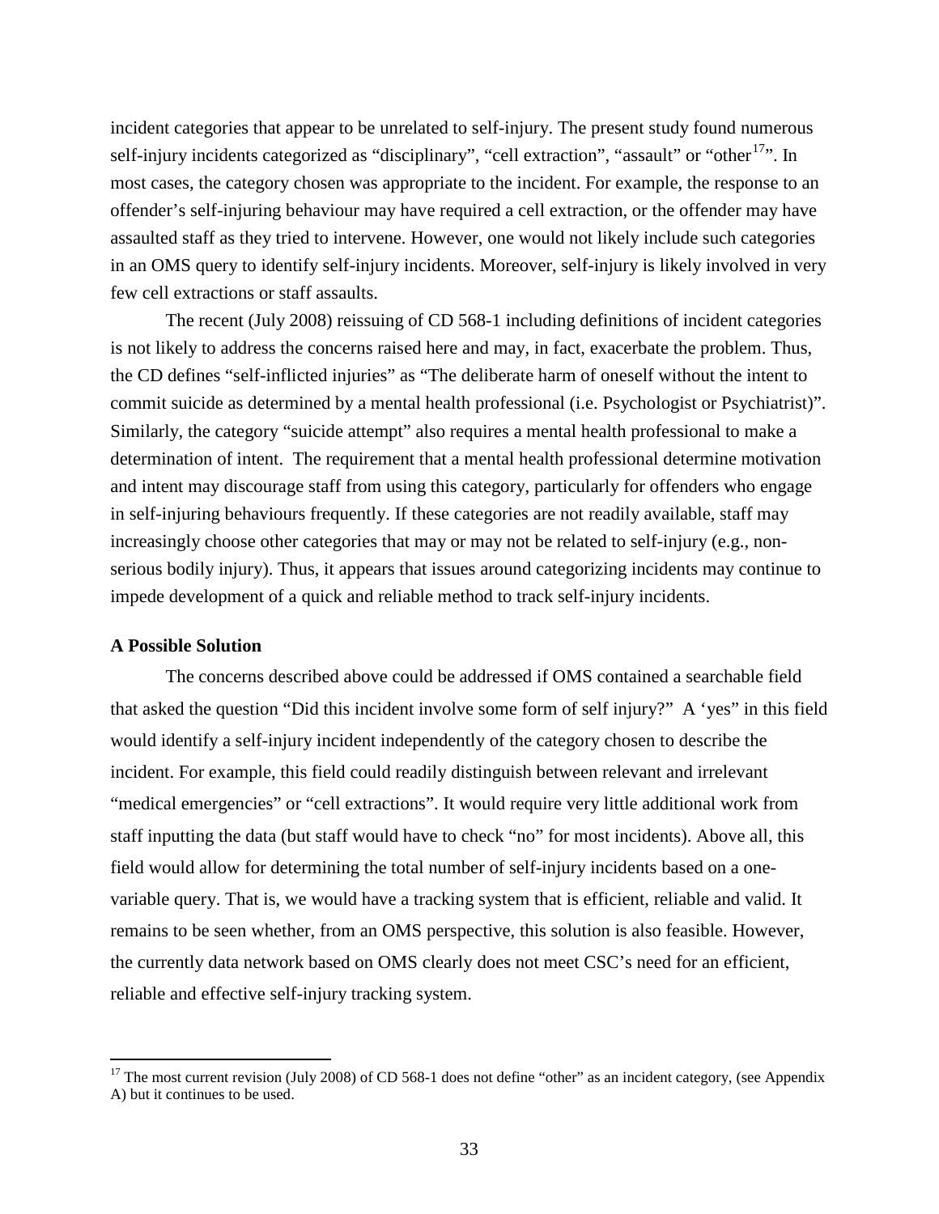incident categories that appear to be unrelated to self-injury. The present study found numerous self-injury incidents categorized as "disciplinary", "cell extraction", "assault" or "other[17]". In most cases, the category chosen was appropriate to the incident. For example, the response to an offender's self-injuring behaviour may have required a cell extraction, or the offender may have assaulted staff as they tried to intervene. However, one would not likely include such categories in an OMS query to identify self-injury incidents. Moreover, self-injury is likely involved in very few cell extractions or staff assaults.

The recent (July 2008) reissuing of CD 568-1 including definitions of incident categories is not likely to address the concerns raised here and may, in fact, exacerbate the problem. Thus, the CD defines "self-inflicted injuries" as "The deliberate harm of oneself without the intent to commit suicide as determined by a mental health professional (i.e. Psychologist or Psychiatrist)". Similarly, the category "suicide attempt" also requires a mental health professional to make a determination of intent. The requirement that a mental health professional determine motivation and intent may discourage staff from using this category, particularly for offenders who engage in self-injuring behaviours frequently. If these categories are not readily available, staff may increasingly choose other categories that may or may not be related to self-injury (e.g., non-serious bodily injury). Thus, it appears that issues around categorizing incidents may continue to impede development of a quick and reliable method to track self-injury incidents.

**A Possible Solution**

The concerns described above could be addressed if OMS contained a searchable field that asked the question "Did this incident involve some form of self injury?" A 'yes" in this field would identify a self-injury incident independently of the category chosen to describe the incident. For example, this field could readily distinguish between relevant and irrelevant "medical emergencies" or "cell extractions". It would require very little additional work from staff inputting the data (but staff would have to check "no" for most incidents). Above all, this field would allow for determining the total number of self-injury incidents based on a one-variable query. That is, we would have a tracking system that is efficient, reliable and valid. It remains to be seen whether, from an OMS perspective, this solution is also feasible. However, the currently data network based on OMS clearly does not meet CSC's need for an efficient, reliable and effective self-injury tracking system.

---

[17] The most current revision (July 2008) of CD 568-1 does not define "other" as an incident category, (see Appendix A) but it continues to be used.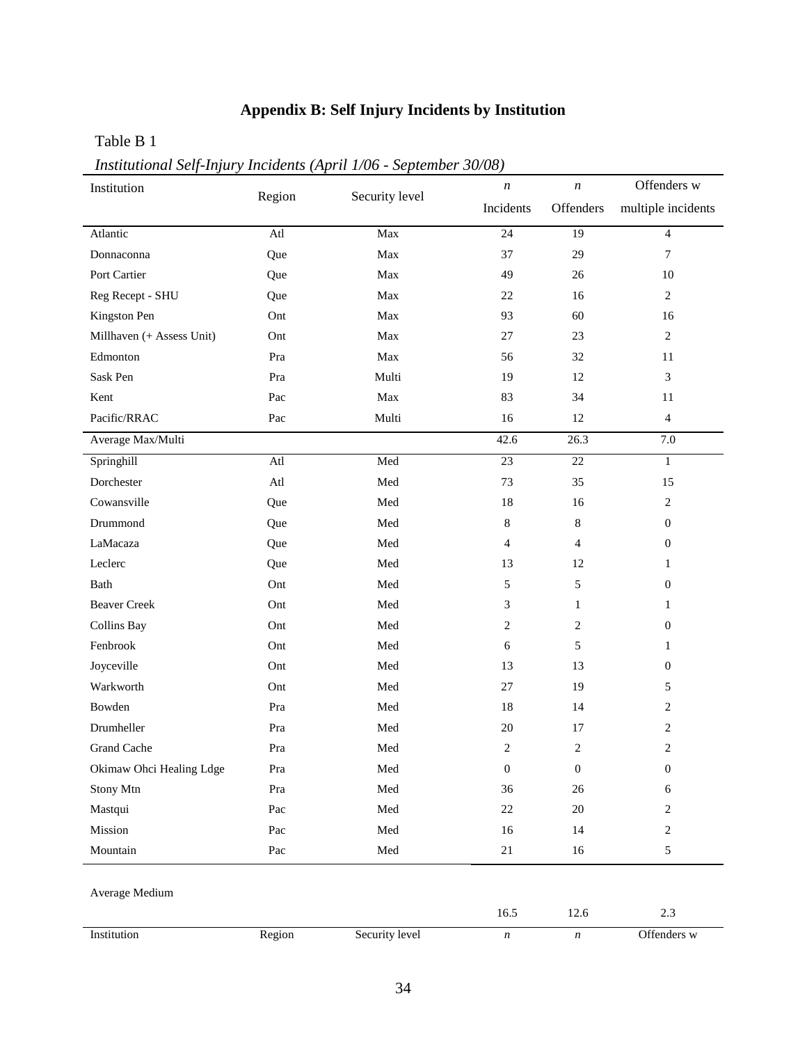## Appendix B: Self Injury Incidents by Institution

Table B 1

*Institutional Self-Injury Incidents (April 1/06 - September 30/08)*

| Institution | Region | Security level | *n* Incidents | *n* Offenders | Offenders w multiple incidents |
|---|---|---|---|---|---|
| Atlantic | Atl | Max | 24 | 19 | 4 |
| Donnaconna | Que | Max | 37 | 29 | 7 |
| Port Cartier | Que | Max | 49 | 26 | 10 |
| Reg Recept - SHU | Que | Max | 22 | 16 | 2 |
| Kingston Pen | Ont | Max | 93 | 60 | 16 |
| Millhaven (+ Assess Unit) | Ont | Max | 27 | 23 | 2 |
| Edmonton | Pra | Max | 56 | 32 | 11 |
| Sask Pen | Pra | Multi | 19 | 12 | 3 |
| Kent | Pac | Max | 83 | 34 | 11 |
| Pacific/RRAC | Pac | Multi | 16 | 12 | 4 |
| Average Max/Multi | | | 42.6 | 26.3 | 7.0 |
| Springhill | Atl | Med | 23 | 22 | 1 |
| Dorchester | Atl | Med | 73 | 35 | 15 |
| Cowansville | Que | Med | 18 | 16 | 2 |
| Drummond | Que | Med | 8 | 8 | 0 |
| LaMacaza | Que | Med | 4 | 4 | 0 |
| Leclerc | Que | Med | 13 | 12 | 1 |
| Bath | Ont | Med | 5 | 5 | 0 |
| Beaver Creek | Ont | Med | 3 | 1 | 1 |
| Collins Bay | Ont | Med | 2 | 2 | 0 |
| Fenbrook | Ont | Med | 6 | 5 | 1 |
| Joyceville | Ont | Med | 13 | 13 | 0 |
| Warkworth | Ont | Med | 27 | 19 | 5 |
| Bowden | Pra | Med | 18 | 14 | 2 |
| Drumheller | Pra | Med | 20 | 17 | 2 |
| Grand Cache | Pra | Med | 2 | 2 | 2 |
| Okimaw Ohci Healing Ldge | Pra | Med | 0 | 0 | 0 |
| Stony Mtn | Pra | Med | 36 | 26 | 6 |
| Mastqui | Pac | Med | 22 | 20 | 2 |
| Mission | Pac | Med | 16 | 14 | 2 |
| Mountain | Pac | Med | 21 | 16 | 5 |
| Average Medium | | | 16.5 | 12.6 | 2.3 |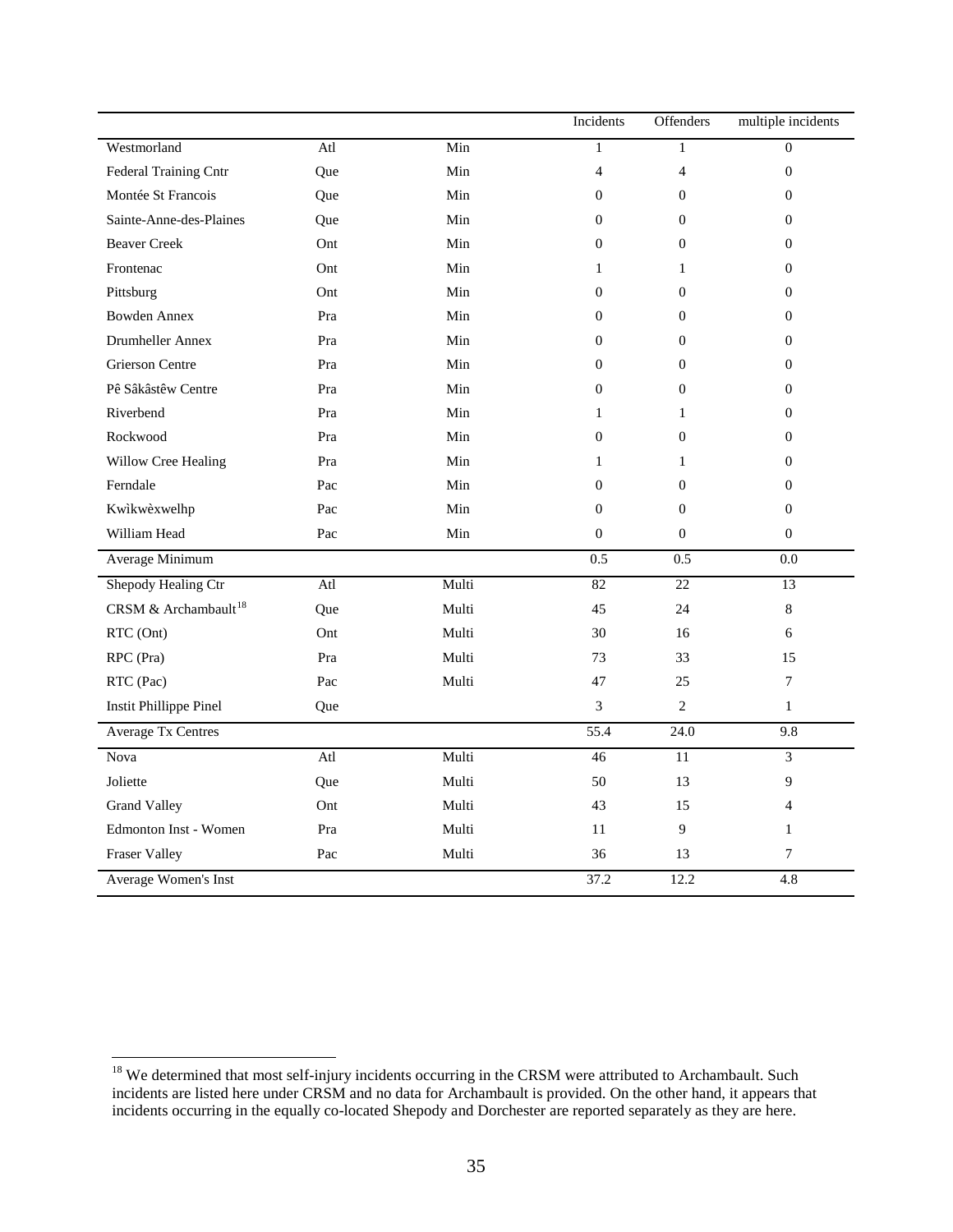| | | | Incidents | Offenders | multiple incidents |
|---|---|---|---|---|---|
| Westmorland | Atl | Min | 1 | 1 | 0 |
| Federal Training Cntr | Que | Min | 4 | 4 | 0 |
| Montée St Francois | Que | Min | 0 | 0 | 0 |
| Sainte-Anne-des-Plaines | Que | Min | 0 | 0 | 0 |
| Beaver Creek | Ont | Min | 0 | 0 | 0 |
| Frontenac | Ont | Min | 1 | 1 | 0 |
| Pittsburg | Ont | Min | 0 | 0 | 0 |
| Bowden Annex | Pra | Min | 0 | 0 | 0 |
| Drumheller Annex | Pra | Min | 0 | 0 | 0 |
| Grierson Centre | Pra | Min | 0 | 0 | 0 |
| Pê Sâkâstêw Centre | Pra | Min | 0 | 0 | 0 |
| Riverbend | Pra | Min | 1 | 1 | 0 |
| Rockwood | Pra | Min | 0 | 0 | 0 |
| Willow Cree Healing | Pra | Min | 1 | 1 | 0 |
| Ferndale | Pac | Min | 0 | 0 | 0 |
| Kwìkwèxwelhp | Pac | Min | 0 | 0 | 0 |
| William Head | Pac | Min | 0 | 0 | 0 |
| Average Minimum | | | 0.5 | 0.5 | 0.0 |
| Shepody Healing Ctr | Atl | Multi | 82 | 22 | 13 |
| CRSM & Archambault[18] | Que | Multi | 45 | 24 | 8 |
| RTC (Ont) | Ont | Multi | 30 | 16 | 6 |
| RPC (Pra) | Pra | Multi | 73 | 33 | 15 |
| RTC (Pac) | Pac | Multi | 47 | 25 | 7 |
| Instit Phillippe Pinel | Que | | 3 | 2 | 1 |
| Average Tx Centres | | | 55.4 | 24.0 | 9.8 |
| Nova | Atl | Multi | 46 | 11 | 3 |
| Joliette | Que | Multi | 50 | 13 | 9 |
| Grand Valley | Ont | Multi | 43 | 15 | 4 |
| Edmonton Inst - Women | Pra | Multi | 11 | 9 | 1 |
| Fraser Valley | Pac | Multi | 36 | 13 | 7 |
| Average Women's Inst | | | 37.2 | 12.2 | 4.8 |

[18] We determined that most self-injury incidents occurring in the CRSM were attributed to Archambault. Such incidents are listed here under CRSM and no data for Archambault is provided. On the other hand, it appears that incidents occurring in the equally co-located Shepody and Dorchester are reported separately as they are here.